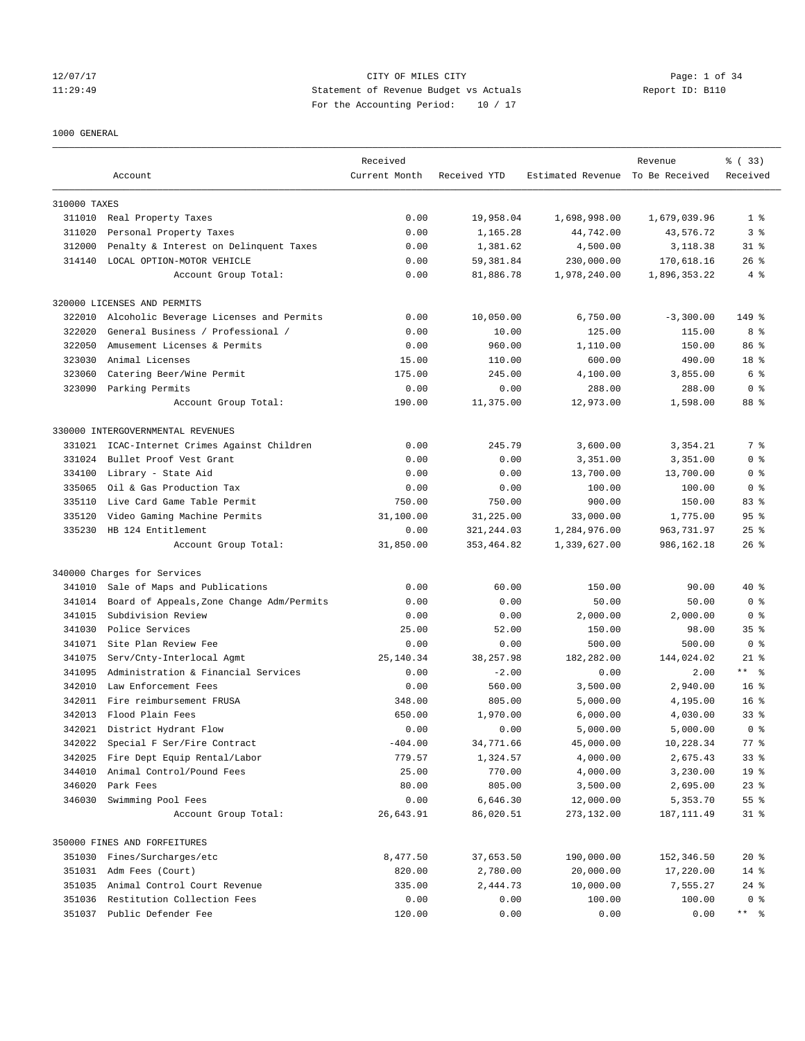CITY OF MILES CITY
Statement of Revenue Budget vs Actuals
For the Accounting Period: 10 / 17

12/07/17
11:29:49
Report ID: B110

1000 GENERAL

| | Account | Received Current Month | Received YTD | Estimated Revenue | Revenue To Be Received | % ( 33) Received |
|---|---|---|---|---|---|---|
| 310000 TAXES | | | | | | |
| 311010 | Real Property Taxes | 0.00 | 19,958.04 | 1,698,998.00 | 1,679,039.96 | 1 % |
| 311020 | Personal Property Taxes | 0.00 | 1,165.28 | 44,742.00 | 43,576.72 | 3 % |
| 312000 | Penalty & Interest on Delinquent Taxes | 0.00 | 1,381.62 | 4,500.00 | 3,118.38 | 31 % |
| 314140 | LOCAL OPTION-MOTOR VEHICLE | 0.00 | 59,381.84 | 230,000.00 | 170,618.16 | 26 % |
| | Account Group Total: | 0.00 | 81,886.78 | 1,978,240.00 | 1,896,353.22 | 4 % |
| 320000 LICENSES AND PERMITS | | | | | | |
| 322010 | Alcoholic Beverage Licenses and Permits | 0.00 | 10,050.00 | 6,750.00 | -3,300.00 | 149 % |
| 322020 | General Business / Professional / | 0.00 | 10.00 | 125.00 | 115.00 | 8 % |
| 322050 | Amusement Licenses & Permits | 0.00 | 960.00 | 1,110.00 | 150.00 | 86 % |
| 323030 | Animal Licenses | 15.00 | 110.00 | 600.00 | 490.00 | 18 % |
| 323060 | Catering Beer/Wine Permit | 175.00 | 245.00 | 4,100.00 | 3,855.00 | 6 % |
| 323090 | Parking Permits | 0.00 | 0.00 | 288.00 | 288.00 | 0 % |
| | Account Group Total: | 190.00 | 11,375.00 | 12,973.00 | 1,598.00 | 88 % |
| 330000 INTERGOVERNMENTAL REVENUES | | | | | | |
| 331021 | ICAC-Internet Crimes Against Children | 0.00 | 245.79 | 3,600.00 | 3,354.21 | 7 % |
| 331024 | Bullet Proof Vest Grant | 0.00 | 0.00 | 3,351.00 | 3,351.00 | 0 % |
| 334100 | Library - State Aid | 0.00 | 0.00 | 13,700.00 | 13,700.00 | 0 % |
| 335065 | Oil & Gas Production Tax | 0.00 | 0.00 | 100.00 | 100.00 | 0 % |
| 335110 | Live Card Game Table Permit | 750.00 | 750.00 | 900.00 | 150.00 | 83 % |
| 335120 | Video Gaming Machine Permits | 31,100.00 | 31,225.00 | 33,000.00 | 1,775.00 | 95 % |
| 335230 | HB 124 Entitlement | 0.00 | 321,244.03 | 1,284,976.00 | 963,731.97 | 25 % |
| | Account Group Total: | 31,850.00 | 353,464.82 | 1,339,627.00 | 986,162.18 | 26 % |
| 340000 Charges for Services | | | | | | |
| 341010 | Sale of Maps and Publications | 0.00 | 60.00 | 150.00 | 90.00 | 40 % |
| 341014 | Board of Appeals,Zone Change Adm/Permits | 0.00 | 0.00 | 50.00 | 50.00 | 0 % |
| 341015 | Subdivision Review | 0.00 | 0.00 | 2,000.00 | 2,000.00 | 0 % |
| 341030 | Police Services | 25.00 | 52.00 | 150.00 | 98.00 | 35 % |
| 341071 | Site Plan Review Fee | 0.00 | 0.00 | 500.00 | 500.00 | 0 % |
| 341075 | Serv/Cnty-Interlocal Agmt | 25,140.34 | 38,257.98 | 182,282.00 | 144,024.02 | 21 % |
| 341095 | Administration & Financial Services | 0.00 | -2.00 | 0.00 | 2.00 | ** % |
| 342010 | Law Enforcement Fees | 0.00 | 560.00 | 3,500.00 | 2,940.00 | 16 % |
| 342011 | Fire reimbursement FRUSA | 348.00 | 805.00 | 5,000.00 | 4,195.00 | 16 % |
| 342013 | Flood Plain Fees | 650.00 | 1,970.00 | 6,000.00 | 4,030.00 | 33 % |
| 342021 | District Hydrant Flow | 0.00 | 0.00 | 5,000.00 | 5,000.00 | 0 % |
| 342022 | Special F Ser/Fire Contract | -404.00 | 34,771.66 | 45,000.00 | 10,228.34 | 77 % |
| 342025 | Fire Dept Equip Rental/Labor | 779.57 | 1,324.57 | 4,000.00 | 2,675.43 | 33 % |
| 344010 | Animal Control/Pound Fees | 25.00 | 770.00 | 4,000.00 | 3,230.00 | 19 % |
| 346020 | Park Fees | 80.00 | 805.00 | 3,500.00 | 2,695.00 | 23 % |
| 346030 | Swimming Pool Fees | 0.00 | 6,646.30 | 12,000.00 | 5,353.70 | 55 % |
| | Account Group Total: | 26,643.91 | 86,020.51 | 273,132.00 | 187,111.49 | 31 % |
| 350000 FINES AND FORFEITURES | | | | | | |
| 351030 | Fines/Surcharges/etc | 8,477.50 | 37,653.50 | 190,000.00 | 152,346.50 | 20 % |
| 351031 | Adm Fees (Court) | 820.00 | 2,780.00 | 20,000.00 | 17,220.00 | 14 % |
| 351035 | Animal Control Court Revenue | 335.00 | 2,444.73 | 10,000.00 | 7,555.27 | 24 % |
| 351036 | Restitution Collection Fees | 0.00 | 0.00 | 100.00 | 100.00 | 0 % |
| 351037 | Public Defender Fee | 120.00 | 0.00 | 0.00 | 0.00 | ** % |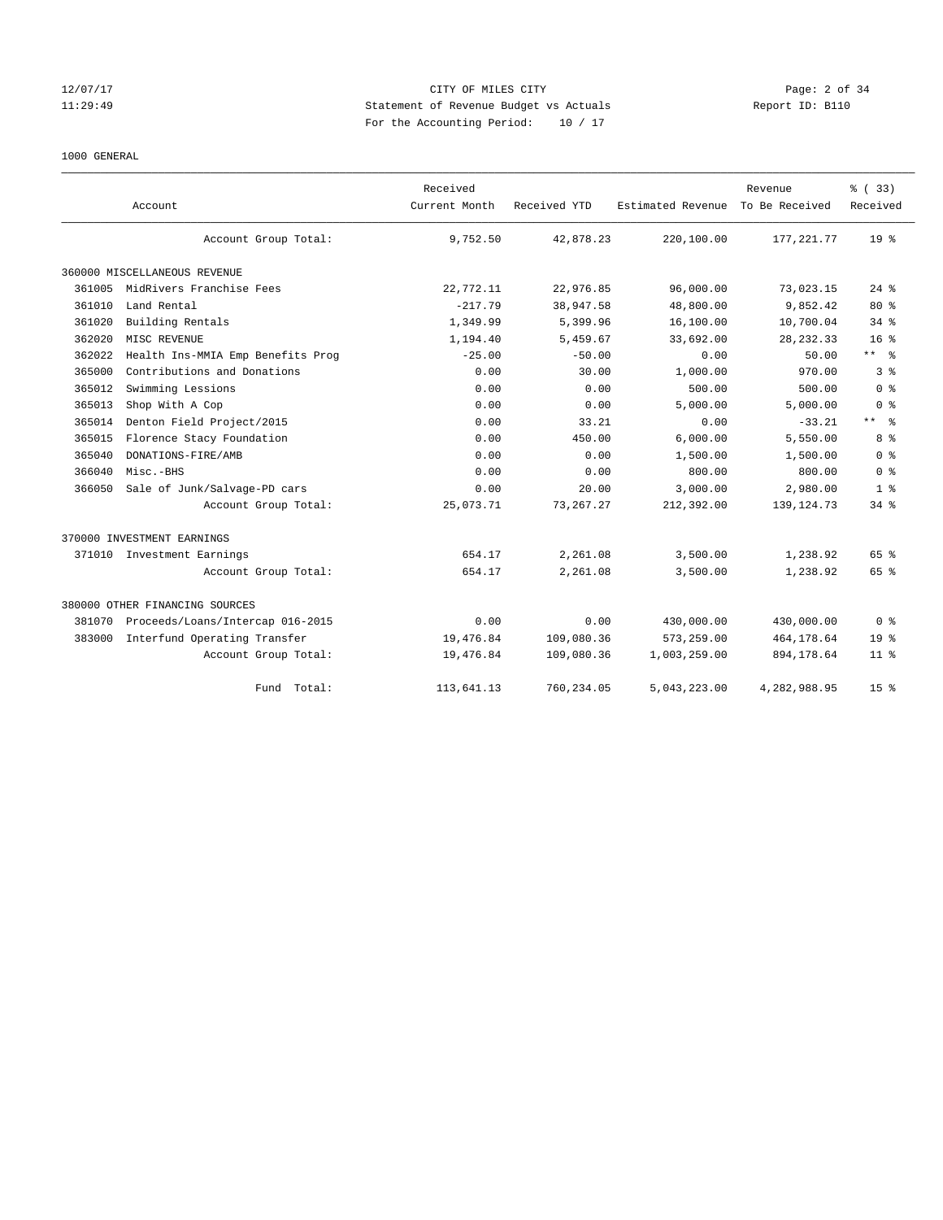# CITY OF MILES CITY

## Statement of Revenue Budget vs Actuals

For the Accounting Period: 10 / 17

12/07/17 11:29:49 — Report ID: B110

1000 GENERAL

| | Account | Received Current Month | Received YTD | Estimated Revenue | Revenue To Be Received | % ( 33) Received |
|---|---|---|---|---|---|---|
| | Account Group Total: | 9,752.50 | 42,878.23 | 220,100.00 | 177,221.77 | 19 % |
| **360000 MISCELLANEOUS REVENUE** | | | | | | |
| 361005 | MidRivers Franchise Fees | 22,772.11 | 22,976.85 | 96,000.00 | 73,023.15 | 24 % |
| 361010 | Land Rental | -217.79 | 38,947.58 | 48,800.00 | 9,852.42 | 80 % |
| 361020 | Building Rentals | 1,349.99 | 5,399.96 | 16,100.00 | 10,700.04 | 34 % |
| 362020 | MISC REVENUE | 1,194.40 | 5,459.67 | 33,692.00 | 28,232.33 | 16 % |
| 362022 | Health Ins-MMIA Emp Benefits Prog | -25.00 | -50.00 | 0.00 | 50.00 | ** % |
| 365000 | Contributions and Donations | 0.00 | 30.00 | 1,000.00 | 970.00 | 3 % |
| 365012 | Swimming Lessions | 0.00 | 0.00 | 500.00 | 500.00 | 0 % |
| 365013 | Shop With A Cop | 0.00 | 0.00 | 5,000.00 | 5,000.00 | 0 % |
| 365014 | Denton Field Project/2015 | 0.00 | 33.21 | 0.00 | -33.21 | ** % |
| 365015 | Florence Stacy Foundation | 0.00 | 450.00 | 6,000.00 | 5,550.00 | 8 % |
| 365040 | DONATIONS-FIRE/AMB | 0.00 | 0.00 | 1,500.00 | 1,500.00 | 0 % |
| 366040 | Misc.-BHS | 0.00 | 0.00 | 800.00 | 800.00 | 0 % |
| 366050 | Sale of Junk/Salvage-PD cars | 0.00 | 20.00 | 3,000.00 | 2,980.00 | 1 % |
| | Account Group Total: | 25,073.71 | 73,267.27 | 212,392.00 | 139,124.73 | 34 % |
| **370000 INVESTMENT EARNINGS** | | | | | | |
| 371010 | Investment Earnings | 654.17 | 2,261.08 | 3,500.00 | 1,238.92 | 65 % |
| | Account Group Total: | 654.17 | 2,261.08 | 3,500.00 | 1,238.92 | 65 % |
| **380000 OTHER FINANCING SOURCES** | | | | | | |
| 381070 | Proceeds/Loans/Intercap 016-2015 | 0.00 | 0.00 | 430,000.00 | 430,000.00 | 0 % |
| 383000 | Interfund Operating Transfer | 19,476.84 | 109,080.36 | 573,259.00 | 464,178.64 | 19 % |
| | Account Group Total: | 19,476.84 | 109,080.36 | 1,003,259.00 | 894,178.64 | 11 % |
| | Fund Total: | 113,641.13 | 760,234.05 | 5,043,223.00 | 4,282,988.95 | 15 % |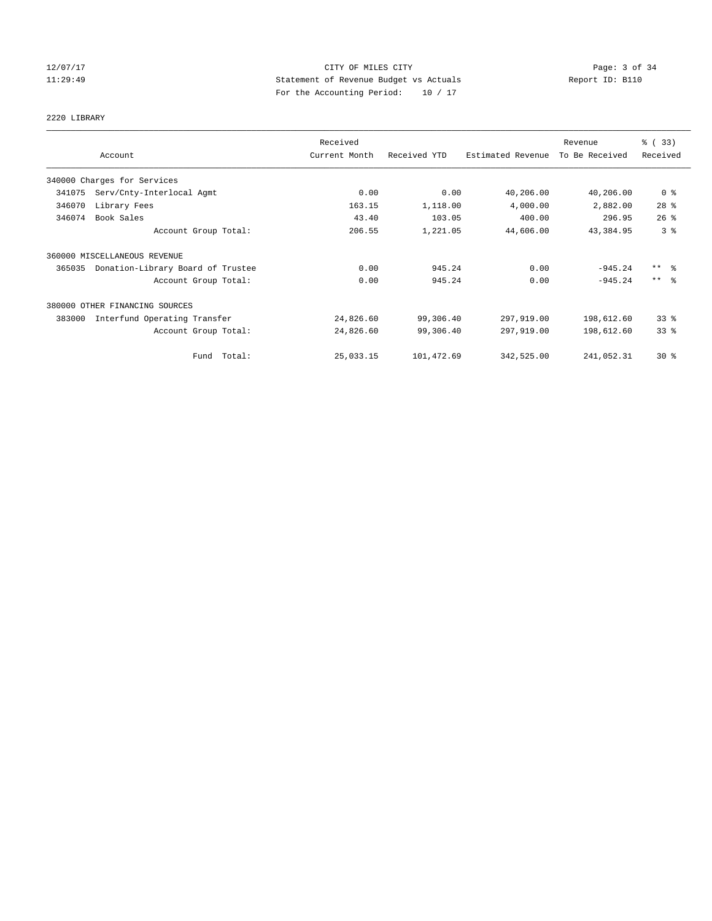CITY OF MILES CITY
Statement of Revenue Budget vs Actuals
For the Accounting Period: 10 / 17

12/07/17
11:29:49

Report ID: B110

2220 LIBRARY

| Account | Received Current Month | Received YTD | Estimated Revenue | Revenue To Be Received | % ( 33) Received |
|---|---|---|---|---|---|
| 340000 Charges for Services | | | | | |
| 341075 Serv/Cnty-Interlocal Agmt | 0.00 | 0.00 | 40,206.00 | 40,206.00 | 0 % |
| 346070 Library Fees | 163.15 | 1,118.00 | 4,000.00 | 2,882.00 | 28 % |
| 346074 Book Sales | 43.40 | 103.05 | 400.00 | 296.95 | 26 % |
| Account Group Total: | 206.55 | 1,221.05 | 44,606.00 | 43,384.95 | 3 % |
| 360000 MISCELLANEOUS REVENUE | | | | | |
| 365035 Donation-Library Board of Trustee | 0.00 | 945.24 | 0.00 | -945.24 | ** % |
| Account Group Total: | 0.00 | 945.24 | 0.00 | -945.24 | ** % |
| 380000 OTHER FINANCING SOURCES | | | | | |
| 383000 Interfund Operating Transfer | 24,826.60 | 99,306.40 | 297,919.00 | 198,612.60 | 33 % |
| Account Group Total: | 24,826.60 | 99,306.40 | 297,919.00 | 198,612.60 | 33 % |
| Fund Total: | 25,033.15 | 101,472.69 | 342,525.00 | 241,052.31 | 30 % |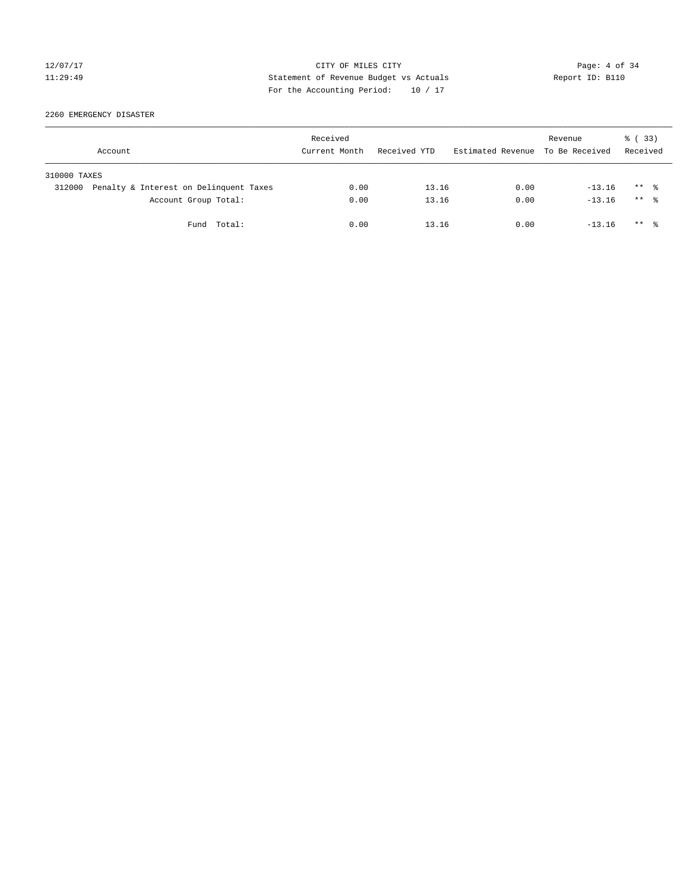CITY OF MILES CITY
Statement of Revenue Budget vs Actuals
For the Accounting Period: 10 / 17

12/07/17
11:29:49

Report ID: B110

2260 EMERGENCY DISASTER

| Account | Received Current Month | Received YTD | Estimated Revenue | Revenue To Be Received | % ( 33) Received |
|---|---|---|---|---|---|
| 310000 TAXES | | | | | |
| 312000 Penalty & Interest on Delinquent Taxes | 0.00 | 13.16 | 0.00 | -13.16 | ** % |
| Account Group Total: | 0.00 | 13.16 | 0.00 | -13.16 | ** % |
| Fund Total: | 0.00 | 13.16 | 0.00 | -13.16 | ** % |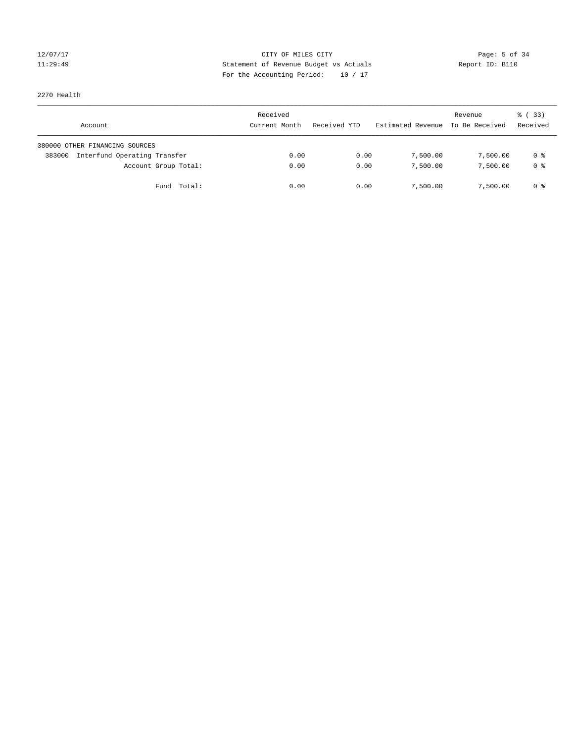CITY OF MILES CITY
Statement of Revenue Budget vs Actuals
For the Accounting Period: 10 / 17

12/07/17
11:29:49

Report ID: B110

2270 Health

| Account | Received Current Month | Received YTD | Estimated Revenue | Revenue To Be Received | % ( 33) Received |
|---|---|---|---|---|---|
| 380000 OTHER FINANCING SOURCES | | | | | |
| 383000 Interfund Operating Transfer | 0.00 | 0.00 | 7,500.00 | 7,500.00 | 0 % |
| Account Group Total: | 0.00 | 0.00 | 7,500.00 | 7,500.00 | 0 % |
| Fund Total: | 0.00 | 0.00 | 7,500.00 | 7,500.00 | 0 % |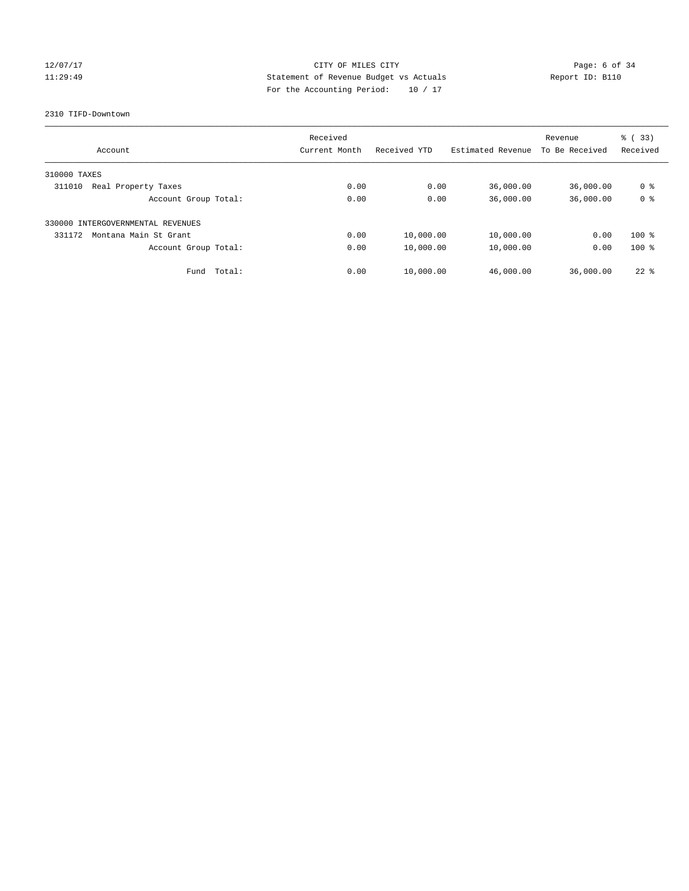CITY OF MILES CITY
Statement of Revenue Budget vs Actuals
For the Accounting Period: 10 / 17

12/07/17
11:29:49

Report ID: B110

2310 TIFD-Downtown

| Account | Received Current Month | Received YTD | Estimated Revenue | Revenue To Be Received | % ( 33) Received |
|---|---|---|---|---|---|
| 310000 TAXES | | | | | |
| 311010 Real Property Taxes | 0.00 | 0.00 | 36,000.00 | 36,000.00 | 0 % |
| Account Group Total: | 0.00 | 0.00 | 36,000.00 | 36,000.00 | 0 % |
| 330000 INTERGOVERNMENTAL REVENUES | | | | | |
| 331172 Montana Main St Grant | 0.00 | 10,000.00 | 10,000.00 | 0.00 | 100 % |
| Account Group Total: | 0.00 | 10,000.00 | 10,000.00 | 0.00 | 100 % |
| Fund Total: | 0.00 | 10,000.00 | 46,000.00 | 36,000.00 | 22 % |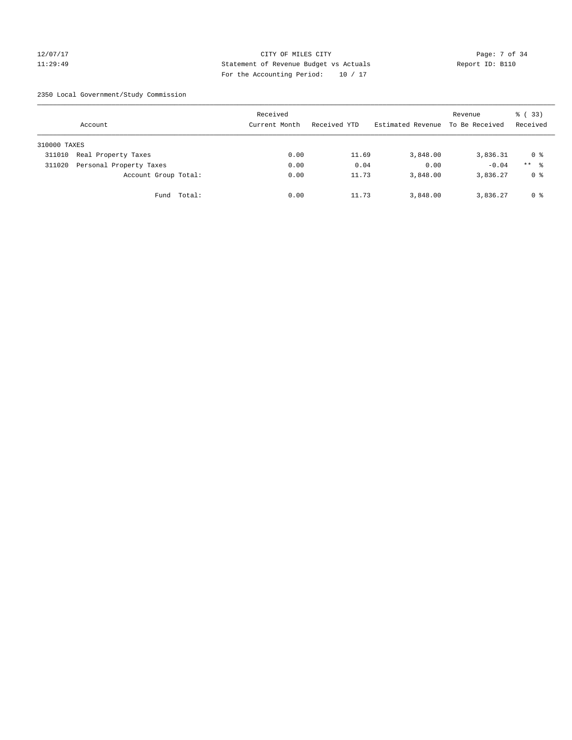CITY OF MILES CITY
Statement of Revenue Budget vs Actuals
For the Accounting Period: 10 / 17

12/07/17
11:29:49

Report ID: B110

2350 Local Government/Study Commission

| Account | Received Current Month | Received YTD | Estimated Revenue | Revenue To Be Received | % ( 33) Received |
|---|---|---|---|---|---|
| 310000 TAXES | | | | | |
| 311010 Real Property Taxes | 0.00 | 11.69 | 3,848.00 | 3,836.31 | 0 % |
| 311020 Personal Property Taxes | 0.00 | 0.04 | 0.00 | -0.04 | ** % |
| Account Group Total: | 0.00 | 11.73 | 3,848.00 | 3,836.27 | 0 % |
| Fund Total: | 0.00 | 11.73 | 3,848.00 | 3,836.27 | 0 % |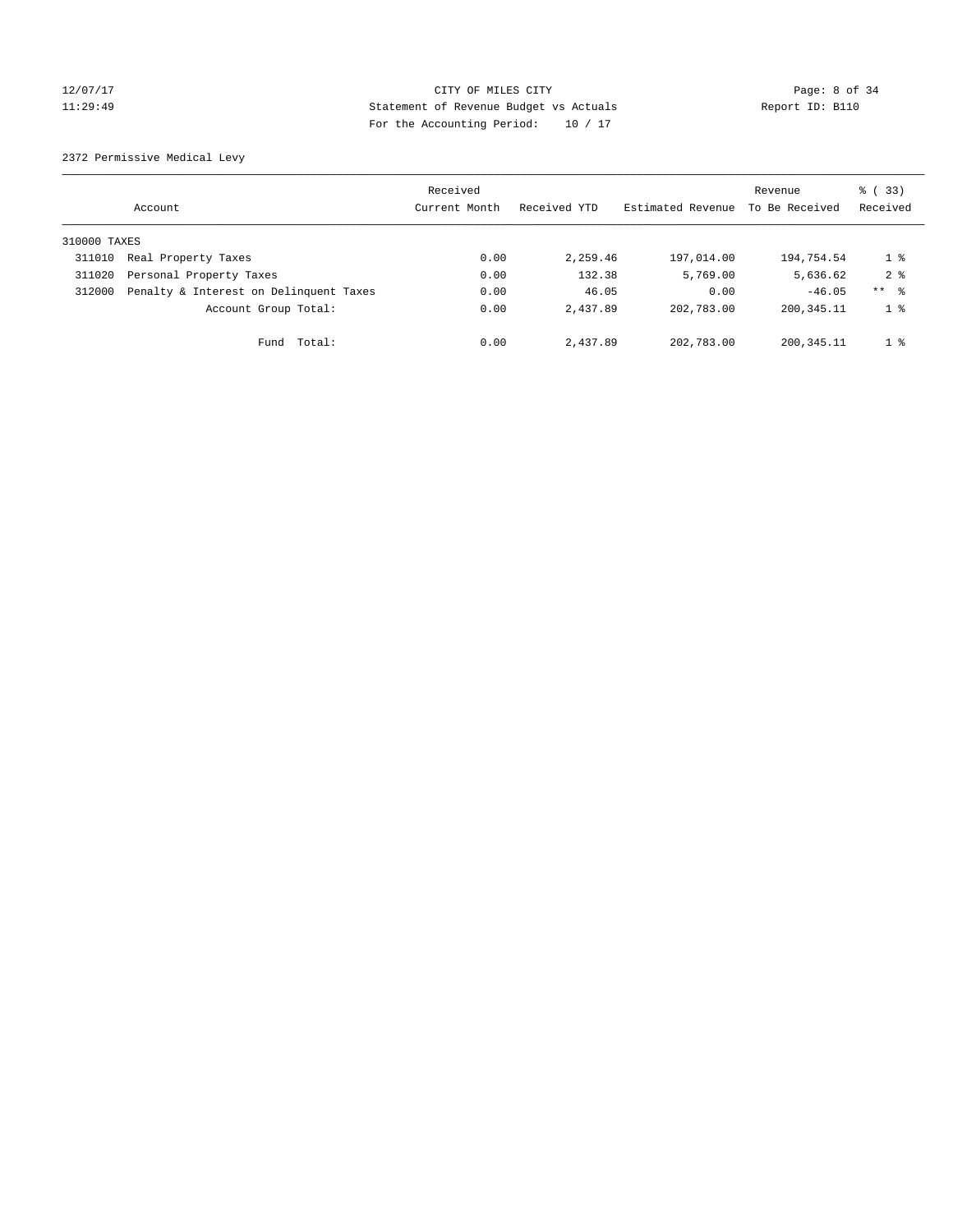CITY OF MILES CITY
Statement of Revenue Budget vs Actuals
For the Accounting Period: 10 / 17

12/07/17
11:29:49

Report ID: B110

2372 Permissive Medical Levy

| Account | | Received Current Month | Received YTD | Estimated Revenue | Revenue To Be Received | % ( 33) Received |
|---|---|---|---|---|---|---|
| 310000 TAXES | | | | | | |
| 311010 | Real Property Taxes | 0.00 | 2,259.46 | 197,014.00 | 194,754.54 | 1 % |
| 311020 | Personal Property Taxes | 0.00 | 132.38 | 5,769.00 | 5,636.62 | 2 % |
| 312000 | Penalty & Interest on Delinquent Taxes | 0.00 | 46.05 | 0.00 | -46.05 | ** % |
| | Account Group Total: | 0.00 | 2,437.89 | 202,783.00 | 200,345.11 | 1 % |
| | Fund Total: | 0.00 | 2,437.89 | 202,783.00 | 200,345.11 | 1 % |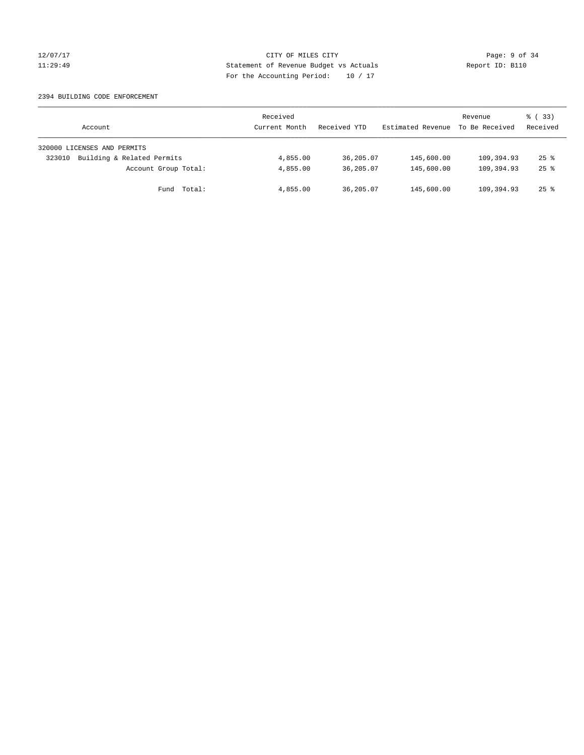CITY OF MILES CITY
Statement of Revenue Budget vs Actuals
For the Accounting Period: 10 / 17

12/07/17
11:29:49

Report ID: B110

2394 BUILDING CODE ENFORCEMENT

| Account | Received Current Month | Received YTD | Estimated Revenue | Revenue To Be Received | % ( 33) Received |
|---|---|---|---|---|---|
| 320000 LICENSES AND PERMITS | | | | | |
| 323010 Building & Related Permits | 4,855.00 | 36,205.07 | 145,600.00 | 109,394.93 | 25 % |
| Account Group Total: | 4,855.00 | 36,205.07 | 145,600.00 | 109,394.93 | 25 % |
| Fund Total: | 4,855.00 | 36,205.07 | 145,600.00 | 109,394.93 | 25 % |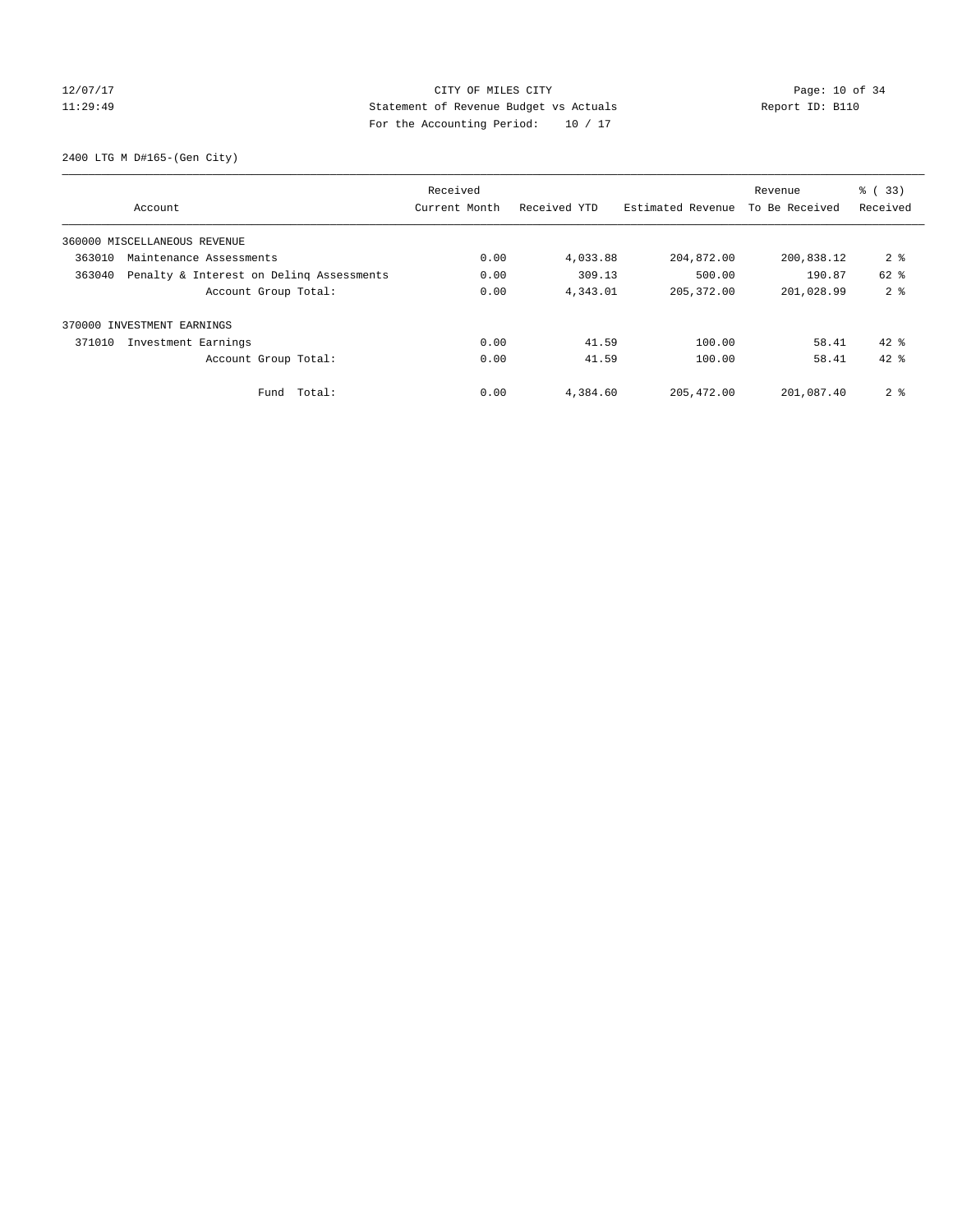CITY OF MILES CITY
Statement of Revenue Budget vs Actuals
For the Accounting Period: 10 / 17

12/07/17
11:29:49

Report ID: B110

2400 LTG M D#165-(Gen City)

| Account | Received Current Month | Received YTD | Estimated Revenue | Revenue To Be Received | % ( 33) Received |
|---|---|---|---|---|---|
| 360000 MISCELLANEOUS REVENUE | | | | | |
| 363010 Maintenance Assessments | 0.00 | 4,033.88 | 204,872.00 | 200,838.12 | 2 % |
| 363040 Penalty & Interest on Delinq Assessments | 0.00 | 309.13 | 500.00 | 190.87 | 62 % |
| Account Group Total: | 0.00 | 4,343.01 | 205,372.00 | 201,028.99 | 2 % |
| 370000 INVESTMENT EARNINGS | | | | | |
| 371010 Investment Earnings | 0.00 | 41.59 | 100.00 | 58.41 | 42 % |
| Account Group Total: | 0.00 | 41.59 | 100.00 | 58.41 | 42 % |
| Fund Total: | 0.00 | 4,384.60 | 205,472.00 | 201,087.40 | 2 % |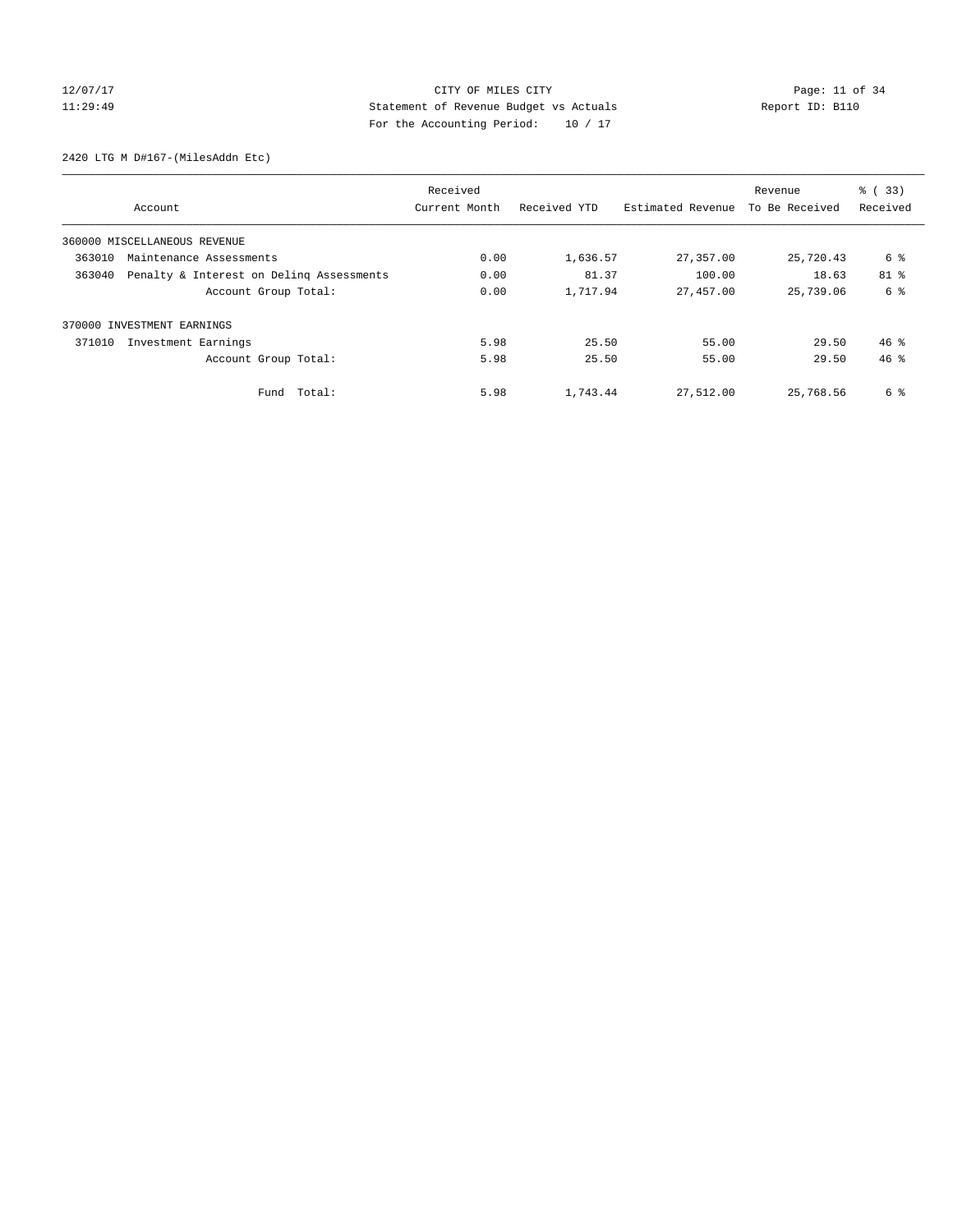CITY OF MILES CITY
Statement of Revenue Budget vs Actuals
For the Accounting Period: 10 / 17

12/07/17
11:29:49

Report ID: B110

2420 LTG M D#167-(MilesAddn Etc)

| Account | Received Current Month | Received YTD | Estimated Revenue | Revenue To Be Received | % ( 33) Received |
|---|---|---|---|---|---|
| 360000 MISCELLANEOUS REVENUE | | | | | |
| 363010 Maintenance Assessments | 0.00 | 1,636.57 | 27,357.00 | 25,720.43 | 6 % |
| 363040 Penalty & Interest on Delinq Assessments | 0.00 | 81.37 | 100.00 | 18.63 | 81 % |
| Account Group Total: | 0.00 | 1,717.94 | 27,457.00 | 25,739.06 | 6 % |
| 370000 INVESTMENT EARNINGS | | | | | |
| 371010 Investment Earnings | 5.98 | 25.50 | 55.00 | 29.50 | 46 % |
| Account Group Total: | 5.98 | 25.50 | 55.00 | 29.50 | 46 % |
| Fund Total: | 5.98 | 1,743.44 | 27,512.00 | 25,768.56 | 6 % |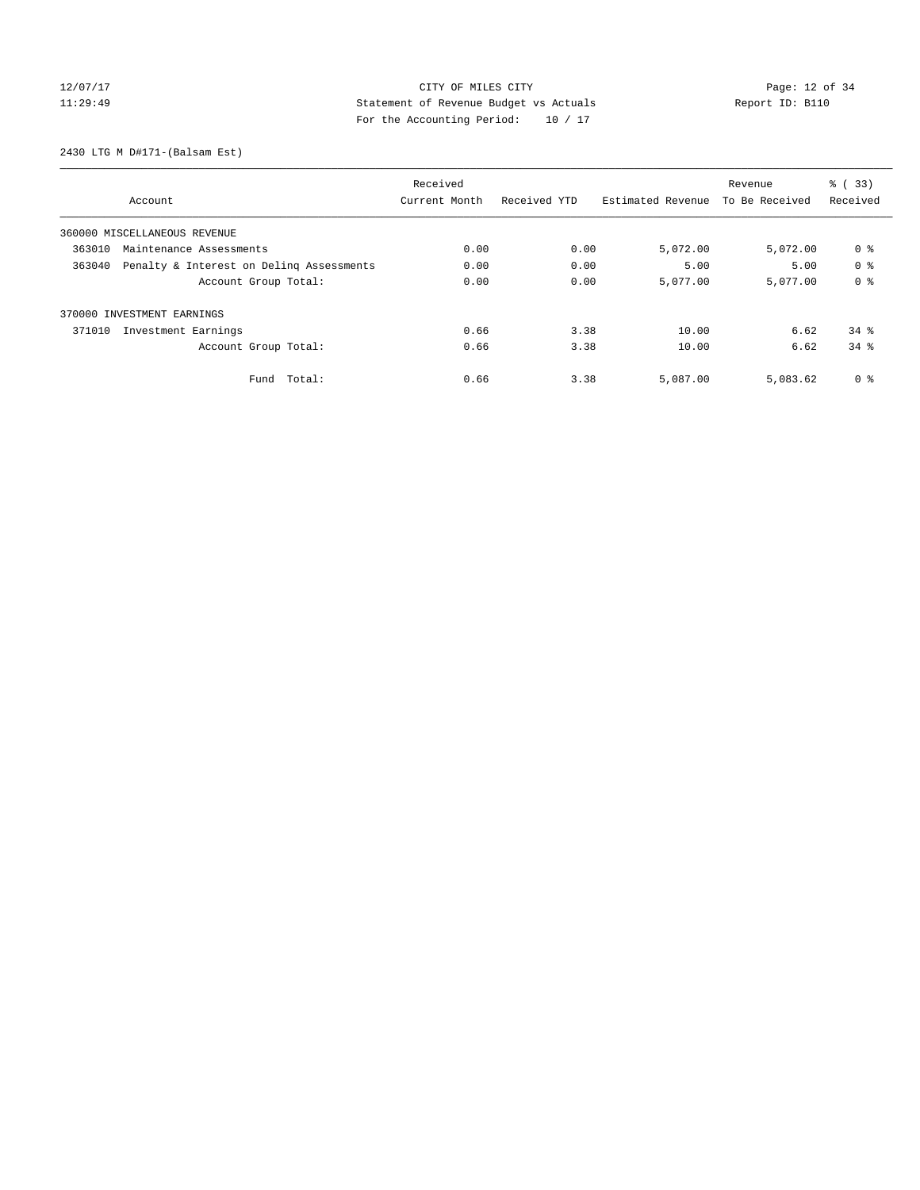CITY OF MILES CITY
Statement of Revenue Budget vs Actuals
For the Accounting Period: 10 / 17

12/07/17
11:29:49
Report ID: B110

2430 LTG M D#171-(Balsam Est)

| Account | Received Current Month | Received YTD | Estimated Revenue | Revenue To Be Received | % ( 33) Received |
|---|---|---|---|---|---|
| 360000 MISCELLANEOUS REVENUE | | | | | |
| 363010 Maintenance Assessments | 0.00 | 0.00 | 5,072.00 | 5,072.00 | 0 % |
| 363040 Penalty & Interest on Delinq Assessments | 0.00 | 0.00 | 5.00 | 5.00 | 0 % |
| Account Group Total: | 0.00 | 0.00 | 5,077.00 | 5,077.00 | 0 % |
| 370000 INVESTMENT EARNINGS | | | | | |
| 371010 Investment Earnings | 0.66 | 3.38 | 10.00 | 6.62 | 34 % |
| Account Group Total: | 0.66 | 3.38 | 10.00 | 6.62 | 34 % |
| Fund Total: | 0.66 | 3.38 | 5,087.00 | 5,083.62 | 0 % |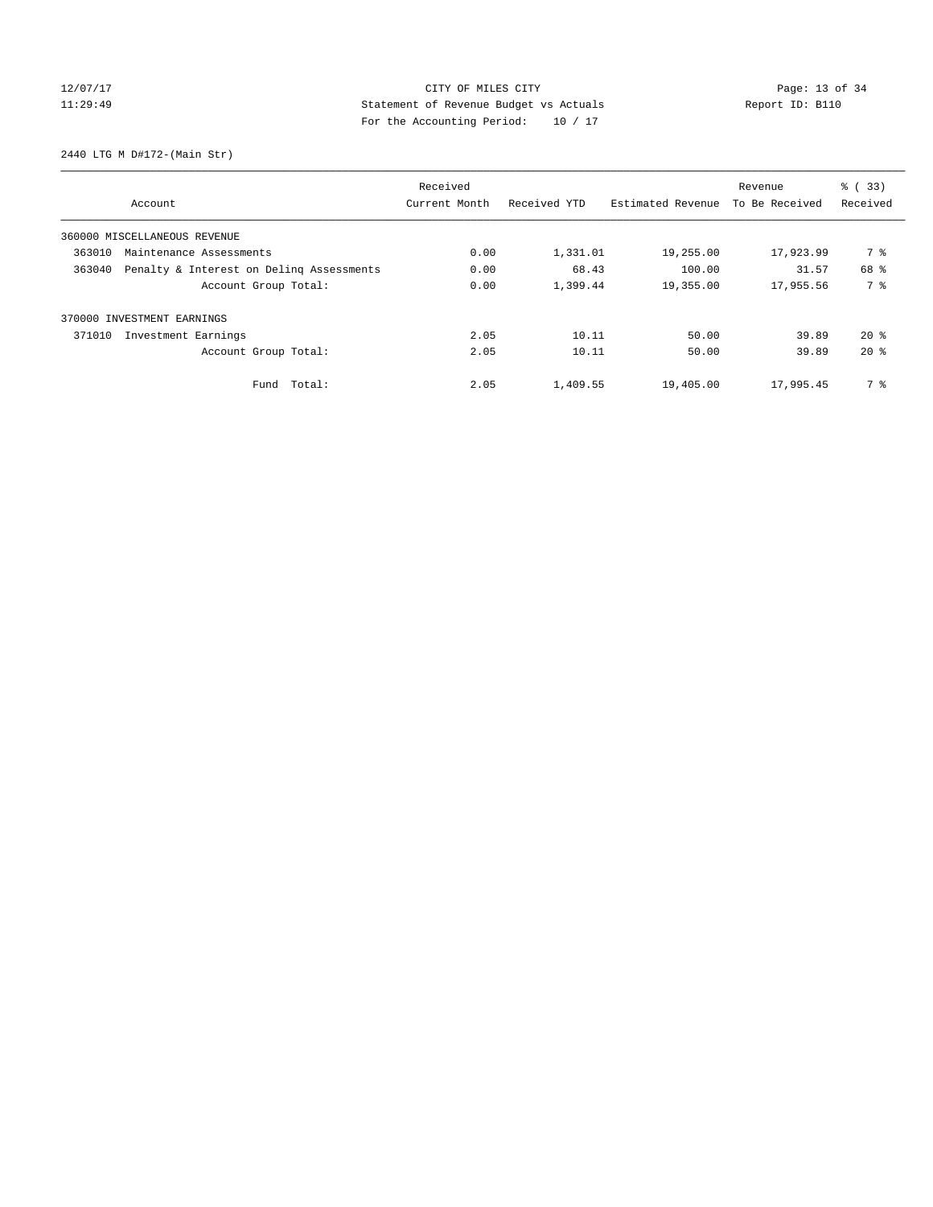CITY OF MILES CITY
Statement of Revenue Budget vs Actuals
For the Accounting Period: 10 / 17

12/07/17
11:29:49

Report ID: B110

2440 LTG M D#172-(Main Str)

| Account | Received Current Month | Received YTD | Estimated Revenue | Revenue To Be Received | % ( 33) Received |
|---|---|---|---|---|---|
| 360000 MISCELLANEOUS REVENUE | | | | | |
| 363010 Maintenance Assessments | 0.00 | 1,331.01 | 19,255.00 | 17,923.99 | 7 % |
| 363040 Penalty & Interest on Delinq Assessments | 0.00 | 68.43 | 100.00 | 31.57 | 68 % |
| Account Group Total: | 0.00 | 1,399.44 | 19,355.00 | 17,955.56 | 7 % |
| 370000 INVESTMENT EARNINGS | | | | | |
| 371010 Investment Earnings | 2.05 | 10.11 | 50.00 | 39.89 | 20 % |
| Account Group Total: | 2.05 | 10.11 | 50.00 | 39.89 | 20 % |
| Fund Total: | 2.05 | 1,409.55 | 19,405.00 | 17,995.45 | 7 % |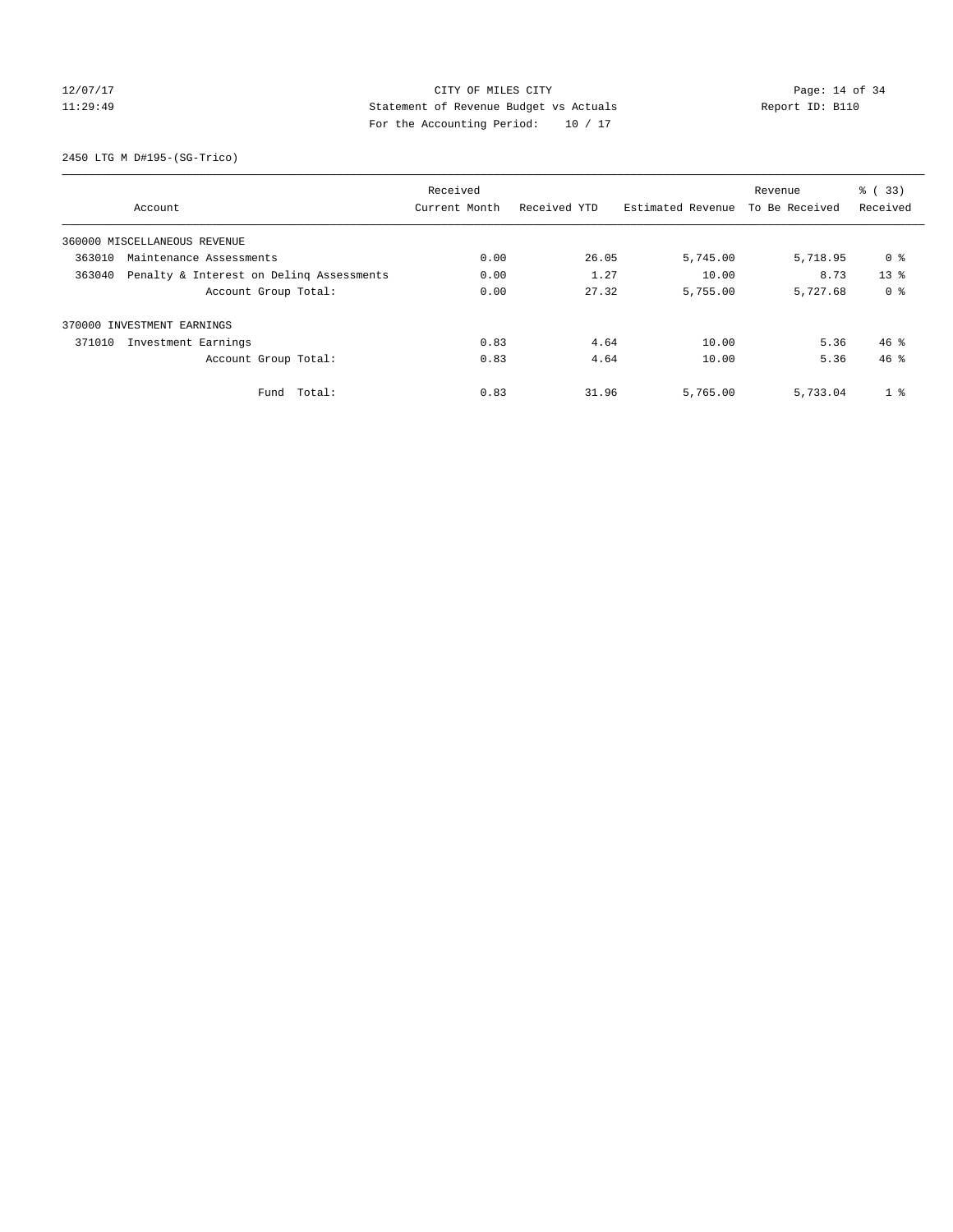12/07/17 CITY OF MILES CITY
11:29:49 Statement of Revenue Budget vs Actuals Report ID: B110
For the Accounting Period: 10 / 17

2450 LTG M D#195-(SG-Trico)

| Account | Received Current Month | Received YTD | Estimated Revenue | Revenue To Be Received | % ( 33) Received |
|---|---|---|---|---|---|
| 360000 MISCELLANEOUS REVENUE | | | | | |
| 363010 Maintenance Assessments | 0.00 | 26.05 | 5,745.00 | 5,718.95 | 0 % |
| 363040 Penalty & Interest on Delinq Assessments | 0.00 | 1.27 | 10.00 | 8.73 | 13 % |
| Account Group Total: | 0.00 | 27.32 | 5,755.00 | 5,727.68 | 0 % |
| 370000 INVESTMENT EARNINGS | | | | | |
| 371010 Investment Earnings | 0.83 | 4.64 | 10.00 | 5.36 | 46 % |
| Account Group Total: | 0.83 | 4.64 | 10.00 | 5.36 | 46 % |
| Fund Total: | 0.83 | 31.96 | 5,765.00 | 5,733.04 | 1 % |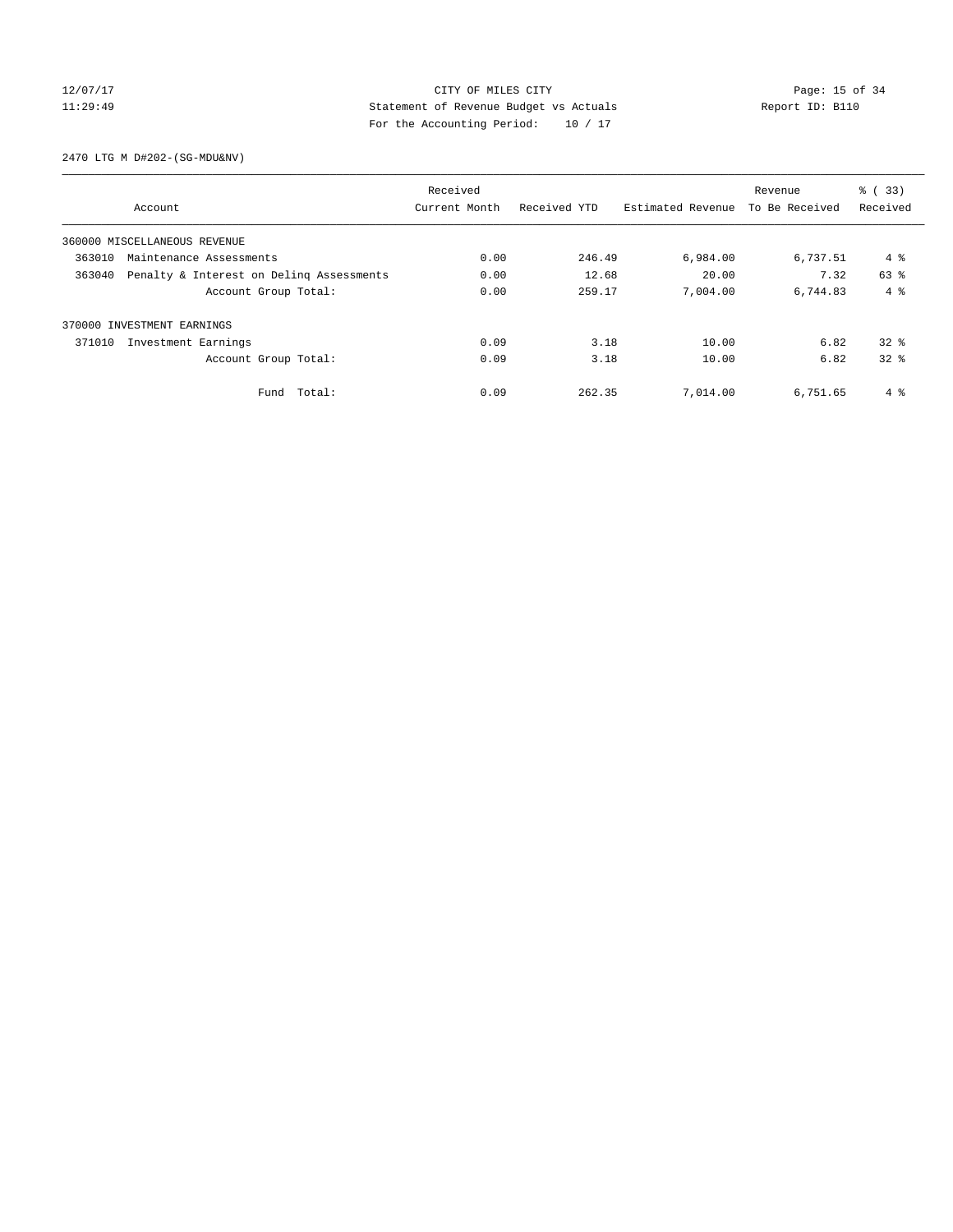CITY OF MILES CITY

Statement of Revenue Budget vs Actuals

For the Accounting Period: 10 / 17

12/07/17 11:29:49 — Report ID: B110

2470 LTG M D#202-(SG-MDU&NV)

| Account | Received Current Month | Received YTD | Estimated Revenue | Revenue To Be Received | % ( 33) Received |
|---|---|---|---|---|---|
| 360000 MISCELLANEOUS REVENUE | | | | | |
| 363010 Maintenance Assessments | 0.00 | 246.49 | 6,984.00 | 6,737.51 | 4 % |
| 363040 Penalty & Interest on Delinq Assessments | 0.00 | 12.68 | 20.00 | 7.32 | 63 % |
| Account Group Total: | 0.00 | 259.17 | 7,004.00 | 6,744.83 | 4 % |
| 370000 INVESTMENT EARNINGS | | | | | |
| 371010 Investment Earnings | 0.09 | 3.18 | 10.00 | 6.82 | 32 % |
| Account Group Total: | 0.09 | 3.18 | 10.00 | 6.82 | 32 % |
| Fund Total: | 0.09 | 262.35 | 7,014.00 | 6,751.65 | 4 % |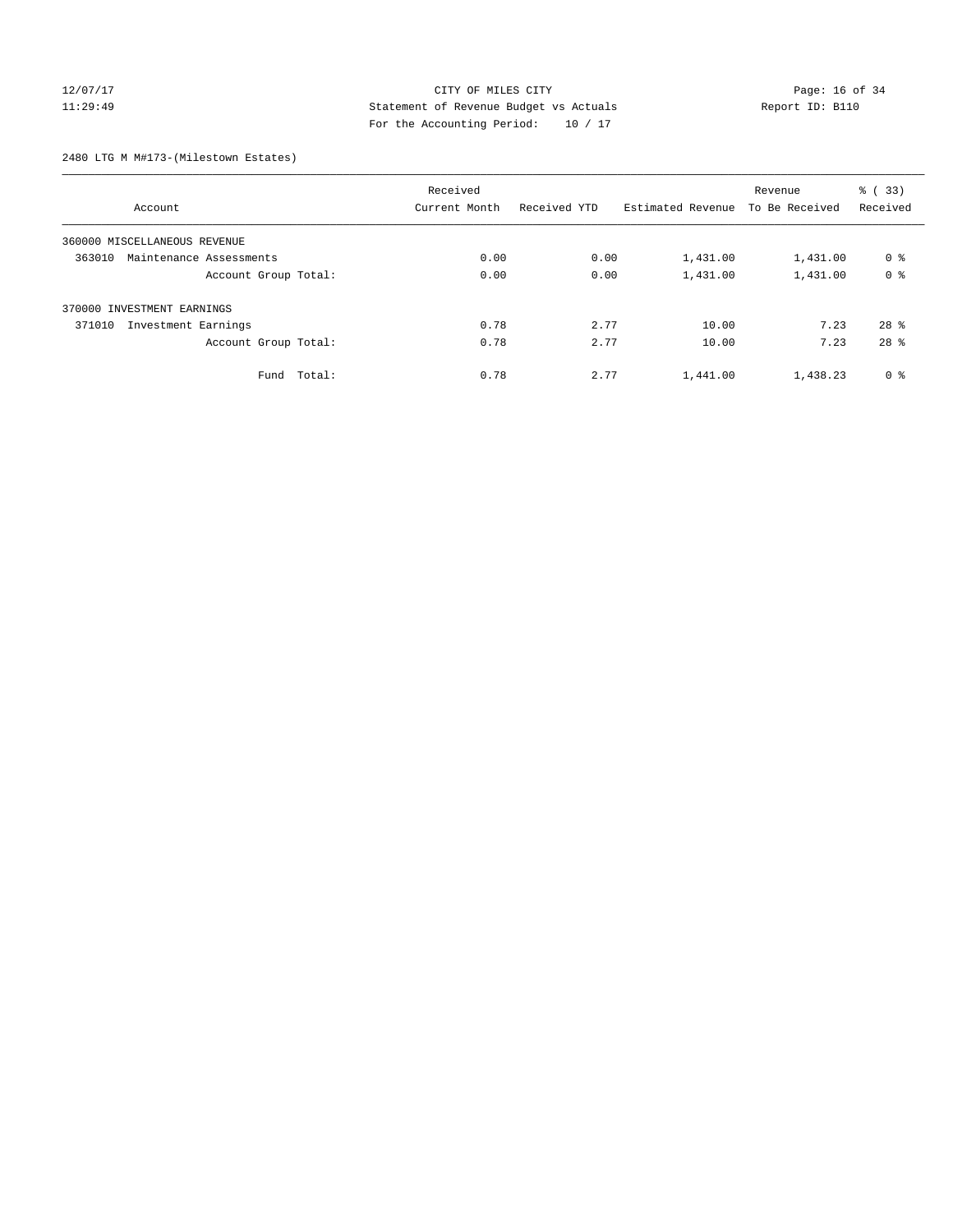12/07/17 CITY OF MILES CITY

11:29:49 Statement of Revenue Budget vs Actuals Report ID: B110

For the Accounting Period: 10 / 17

2480 LTG M M#173-(Milestown Estates)

| Account | Received Current Month | Received YTD | Estimated Revenue | Revenue To Be Received | % ( 33) Received |
|---|---|---|---|---|---|
| 360000 MISCELLANEOUS REVENUE | | | | | |
| 363010 Maintenance Assessments | 0.00 | 0.00 | 1,431.00 | 1,431.00 | 0 % |
| Account Group Total: | 0.00 | 0.00 | 1,431.00 | 1,431.00 | 0 % |
| 370000 INVESTMENT EARNINGS | | | | | |
| 371010 Investment Earnings | 0.78 | 2.77 | 10.00 | 7.23 | 28 % |
| Account Group Total: | 0.78 | 2.77 | 10.00 | 7.23 | 28 % |
| Fund Total: | 0.78 | 2.77 | 1,441.00 | 1,438.23 | 0 % |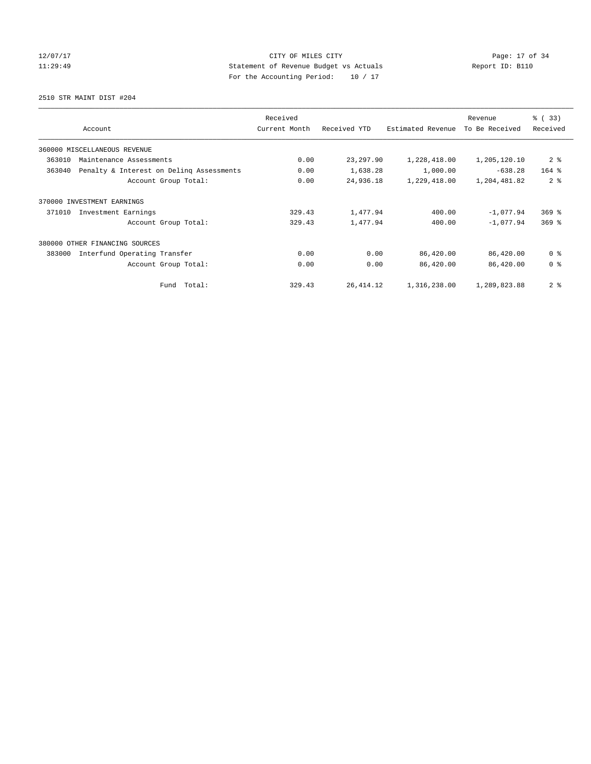CITY OF MILES CITY
Statement of Revenue Budget vs Actuals
For the Accounting Period: 10 / 17

12/07/17
11:29:49

Report ID: B110

2510 STR MAINT DIST #204

| Account | Received Current Month | Received YTD | Estimated Revenue | Revenue To Be Received | % ( 33) Received |
|---|---|---|---|---|---|
| 360000 MISCELLANEOUS REVENUE | | | | | |
| 363010 Maintenance Assessments | 0.00 | 23,297.90 | 1,228,418.00 | 1,205,120.10 | 2 % |
| 363040 Penalty & Interest on Delinq Assessments | 0.00 | 1,638.28 | 1,000.00 | -638.28 | 164 % |
| Account Group Total: | 0.00 | 24,936.18 | 1,229,418.00 | 1,204,481.82 | 2 % |
| 370000 INVESTMENT EARNINGS | | | | | |
| 371010 Investment Earnings | 329.43 | 1,477.94 | 400.00 | -1,077.94 | 369 % |
| Account Group Total: | 329.43 | 1,477.94 | 400.00 | -1,077.94 | 369 % |
| 380000 OTHER FINANCING SOURCES | | | | | |
| 383000 Interfund Operating Transfer | 0.00 | 0.00 | 86,420.00 | 86,420.00 | 0 % |
| Account Group Total: | 0.00 | 0.00 | 86,420.00 | 86,420.00 | 0 % |
| Fund Total: | 329.43 | 26,414.12 | 1,316,238.00 | 1,289,823.88 | 2 % |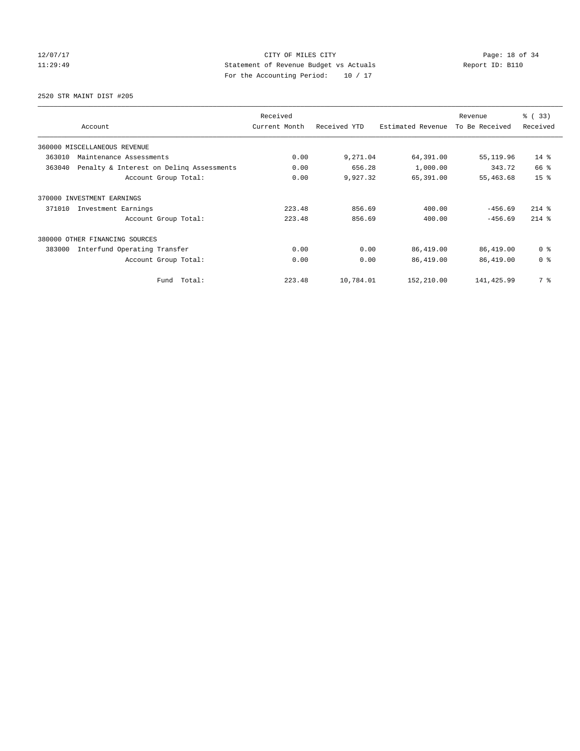CITY OF MILES CITY
Statement of Revenue Budget vs Actuals
For the Accounting Period: 10 / 17

12/07/17
11:29:49

Report ID: B110

2520 STR MAINT DIST #205

| Account | Received Current Month | Received YTD | Estimated Revenue | Revenue To Be Received | % ( 33) Received |
|---|---|---|---|---|---|
| 360000 MISCELLANEOUS REVENUE | | | | | |
| 363010 Maintenance Assessments | 0.00 | 9,271.04 | 64,391.00 | 55,119.96 | 14 % |
| 363040 Penalty & Interest on Delinq Assessments | 0.00 | 656.28 | 1,000.00 | 343.72 | 66 % |
| Account Group Total: | 0.00 | 9,927.32 | 65,391.00 | 55,463.68 | 15 % |
| 370000 INVESTMENT EARNINGS | | | | | |
| 371010 Investment Earnings | 223.48 | 856.69 | 400.00 | -456.69 | 214 % |
| Account Group Total: | 223.48 | 856.69 | 400.00 | -456.69 | 214 % |
| 380000 OTHER FINANCING SOURCES | | | | | |
| 383000 Interfund Operating Transfer | 0.00 | 0.00 | 86,419.00 | 86,419.00 | 0 % |
| Account Group Total: | 0.00 | 0.00 | 86,419.00 | 86,419.00 | 0 % |
| Fund Total: | 223.48 | 10,784.01 | 152,210.00 | 141,425.99 | 7 % |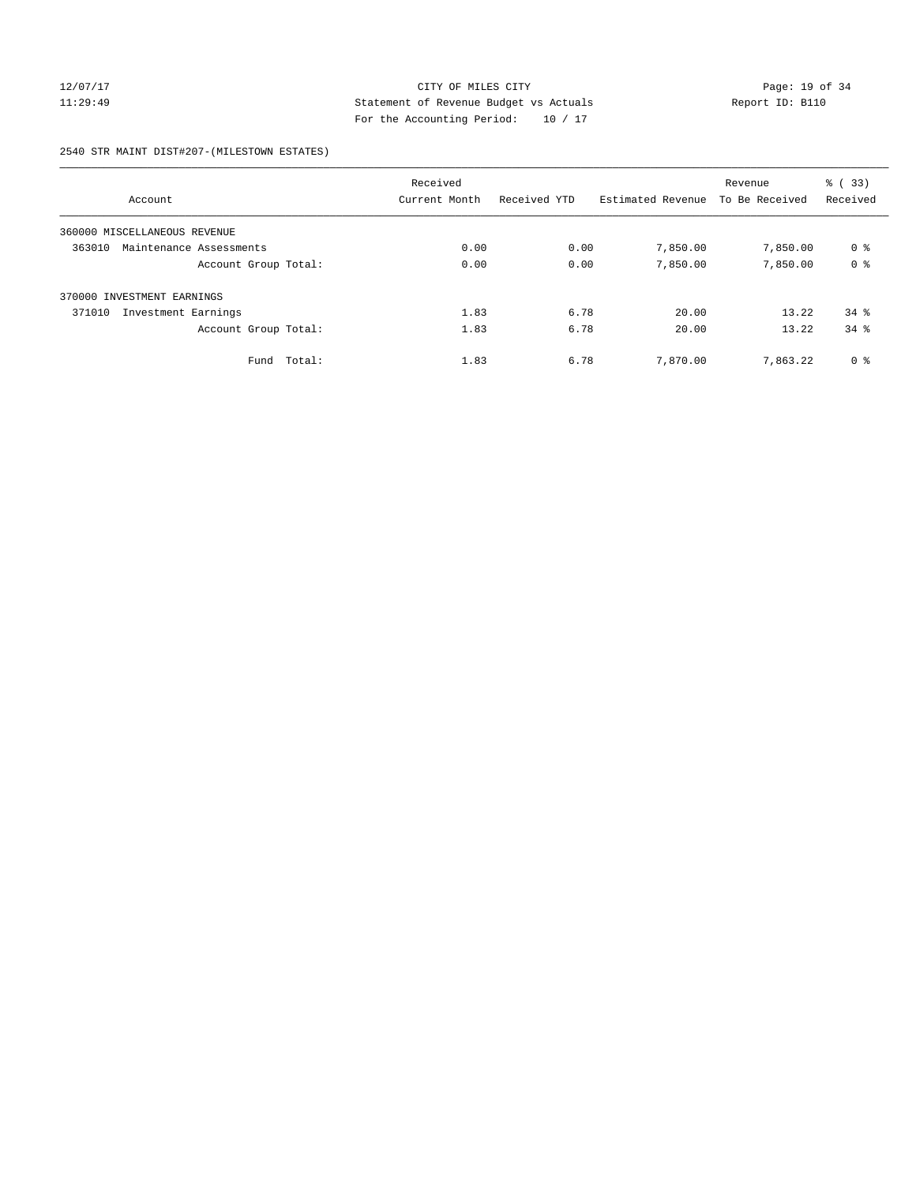## 2540 STR MAINT DIST#207-(MILESTOWN ESTATES)

| Account | Received Current Month | Received YTD | Estimated Revenue | Revenue To Be Received | % ( 33) Received |
|---|---|---|---|---|---|
| 360000 MISCELLANEOUS REVENUE | | | | | |
| 363010 Maintenance Assessments | 0.00 | 0.00 | 7,850.00 | 7,850.00 | 0 % |
| Account Group Total: | 0.00 | 0.00 | 7,850.00 | 7,850.00 | 0 % |
| 370000 INVESTMENT EARNINGS | | | | | |
| 371010 Investment Earnings | 1.83 | 6.78 | 20.00 | 13.22 | 34 % |
| Account Group Total: | 1.83 | 6.78 | 20.00 | 13.22 | 34 % |
| Fund Total: | 1.83 | 6.78 | 7,870.00 | 7,863.22 | 0 % |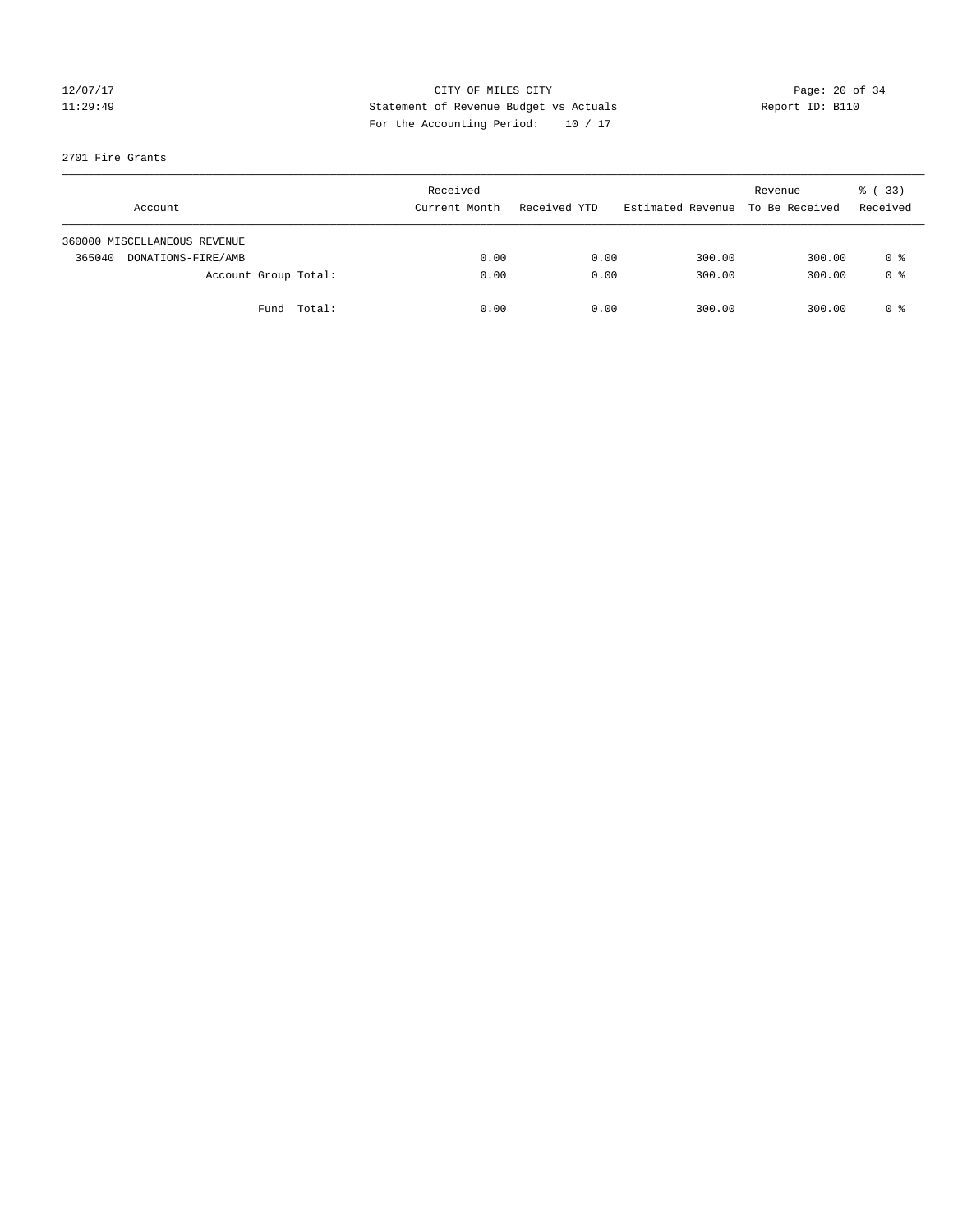12/07/17 CITY OF MILES CITY
11:29:49 Statement of Revenue Budget vs Actuals Report ID: B110
For the Accounting Period: 10 / 17

2701 Fire Grants

| Account | Received Current Month | Received YTD | Estimated Revenue | Revenue To Be Received | % ( 33) Received |
|---|---|---|---|---|---|
| 360000 MISCELLANEOUS REVENUE | | | | | |
| 365040 DONATIONS-FIRE/AMB | 0.00 | 0.00 | 300.00 | 300.00 | 0 % |
| Account Group Total: | 0.00 | 0.00 | 300.00 | 300.00 | 0 % |
| Fund Total: | 0.00 | 0.00 | 300.00 | 300.00 | 0 % |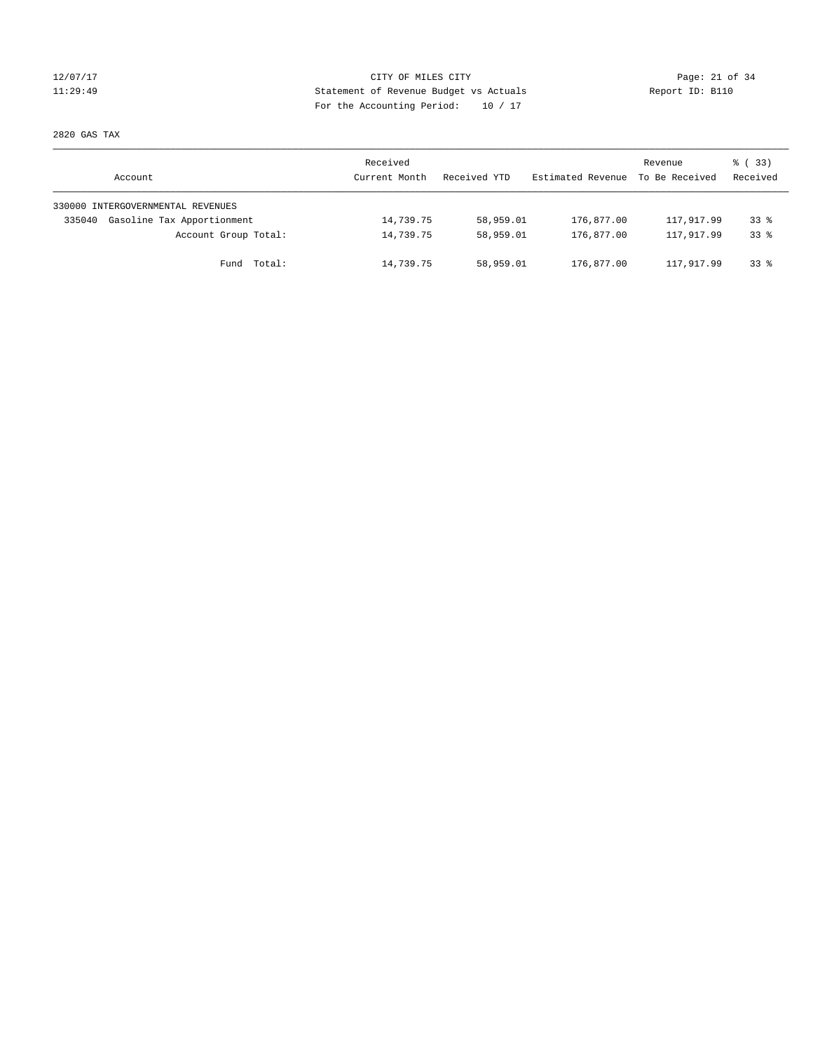CITY OF MILES CITY
Statement of Revenue Budget vs Actuals
For the Accounting Period: 10 / 17

12/07/17
11:29:49

Report ID: B110

2820 GAS TAX

| Account | Received Current Month | Received YTD | Estimated Revenue | Revenue To Be Received | % ( 33) Received |
|---|---|---|---|---|---|
| 330000 INTERGOVERNMENTAL REVENUES | | | | | |
| 335040 Gasoline Tax Apportionment | 14,739.75 | 58,959.01 | 176,877.00 | 117,917.99 | 33 % |
| Account Group Total: | 14,739.75 | 58,959.01 | 176,877.00 | 117,917.99 | 33 % |
| Fund Total: | 14,739.75 | 58,959.01 | 176,877.00 | 117,917.99 | 33 % |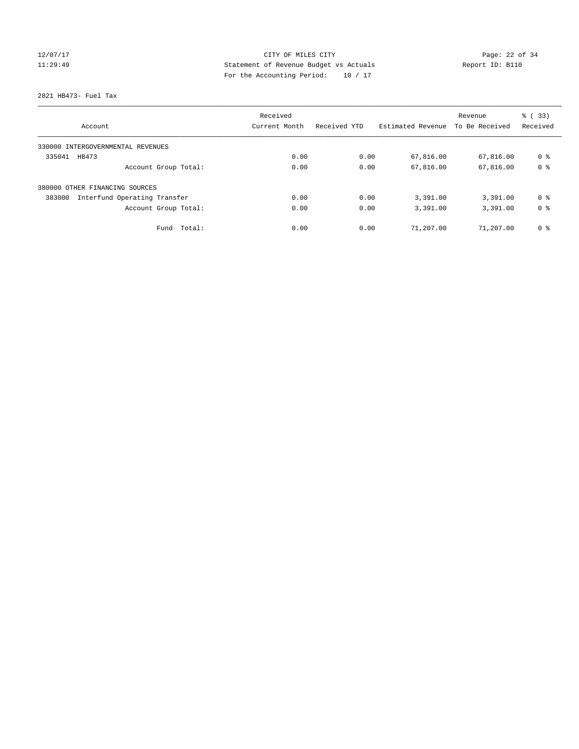12/07/17 CITY OF MILES CITY
11:29:49 Statement of Revenue Budget vs Actuals Report ID: B110
For the Accounting Period: 10 / 17

2821 HB473- Fuel Tax

| Account | Received Current Month | Received YTD | Estimated Revenue | Revenue To Be Received | % ( 33) Received |
|---|---|---|---|---|---|
| 330000 INTERGOVERNMENTAL REVENUES | | | | | |
| 335041 HB473 | 0.00 | 0.00 | 67,816.00 | 67,816.00 | 0 % |
| Account Group Total: | 0.00 | 0.00 | 67,816.00 | 67,816.00 | 0 % |
| 380000 OTHER FINANCING SOURCES | | | | | |
| 383000 Interfund Operating Transfer | 0.00 | 0.00 | 3,391.00 | 3,391.00 | 0 % |
| Account Group Total: | 0.00 | 0.00 | 3,391.00 | 3,391.00 | 0 % |
| Fund Total: | 0.00 | 0.00 | 71,207.00 | 71,207.00 | 0 % |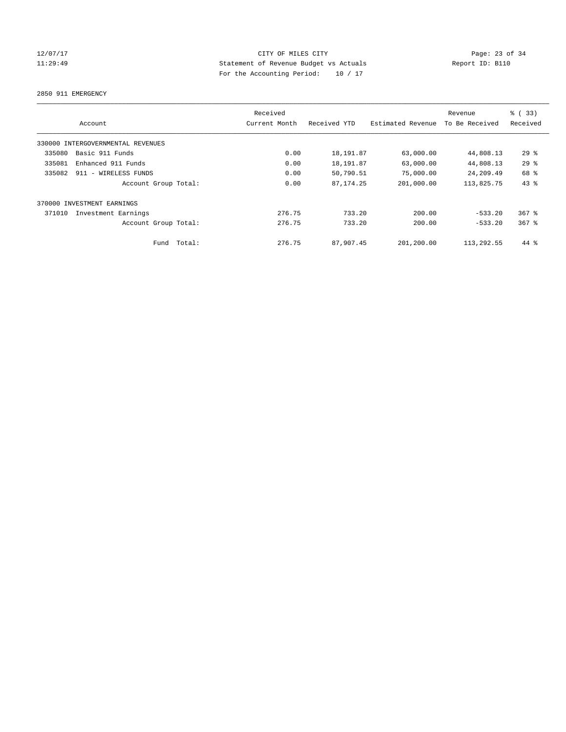CITY OF MILES CITY

Statement of Revenue Budget vs Actuals

For the Accounting Period: 10 / 17

12/07/17
11:29:49

Report ID: B110

2850 911 EMERGENCY

| Account | Received Current Month | Received YTD | Estimated Revenue | Revenue To Be Received | % ( 33) Received |
|---|---|---|---|---|---|
| 330000 INTERGOVERNMENTAL REVENUES | | | | | |
| 335080 Basic 911 Funds | 0.00 | 18,191.87 | 63,000.00 | 44,808.13 | 29 % |
| 335081 Enhanced 911 Funds | 0.00 | 18,191.87 | 63,000.00 | 44,808.13 | 29 % |
| 335082 911 - WIRELESS FUNDS | 0.00 | 50,790.51 | 75,000.00 | 24,209.49 | 68 % |
| Account Group Total: | 0.00 | 87,174.25 | 201,000.00 | 113,825.75 | 43 % |
| 370000 INVESTMENT EARNINGS | | | | | |
| 371010 Investment Earnings | 276.75 | 733.20 | 200.00 | -533.20 | 367 % |
| Account Group Total: | 276.75 | 733.20 | 200.00 | -533.20 | 367 % |
| Fund Total: | 276.75 | 87,907.45 | 201,200.00 | 113,292.55 | 44 % |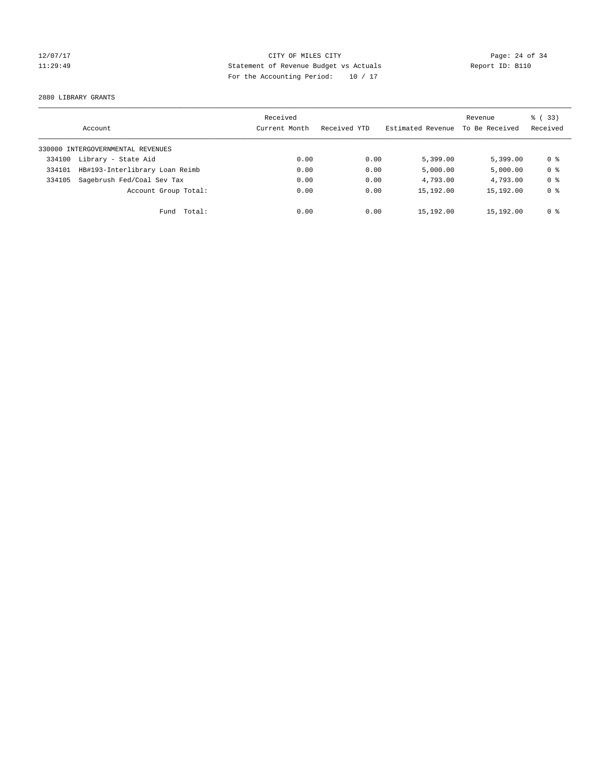CITY OF MILES CITY
Statement of Revenue Budget vs Actuals
For the Accounting Period: 10 / 17

12/07/17
11:29:49

Report ID: B110

2880 LIBRARY GRANTS

| Account | | Received Current Month | Received YTD | Estimated Revenue | Revenue To Be Received | % ( 33) Received |
|---|---|---|---|---|---|---|
| 330000 INTERGOVERNMENTAL REVENUES | | | | | | |
| 334100 | Library - State Aid | 0.00 | 0.00 | 5,399.00 | 5,399.00 | 0 % |
| 334101 | HB#193-Interlibrary Loan Reimb | 0.00 | 0.00 | 5,000.00 | 5,000.00 | 0 % |
| 334105 | Sagebrush Fed/Coal Sev Tax | 0.00 | 0.00 | 4,793.00 | 4,793.00 | 0 % |
| | Account Group Total: | 0.00 | 0.00 | 15,192.00 | 15,192.00 | 0 % |
| | Fund Total: | 0.00 | 0.00 | 15,192.00 | 15,192.00 | 0 % |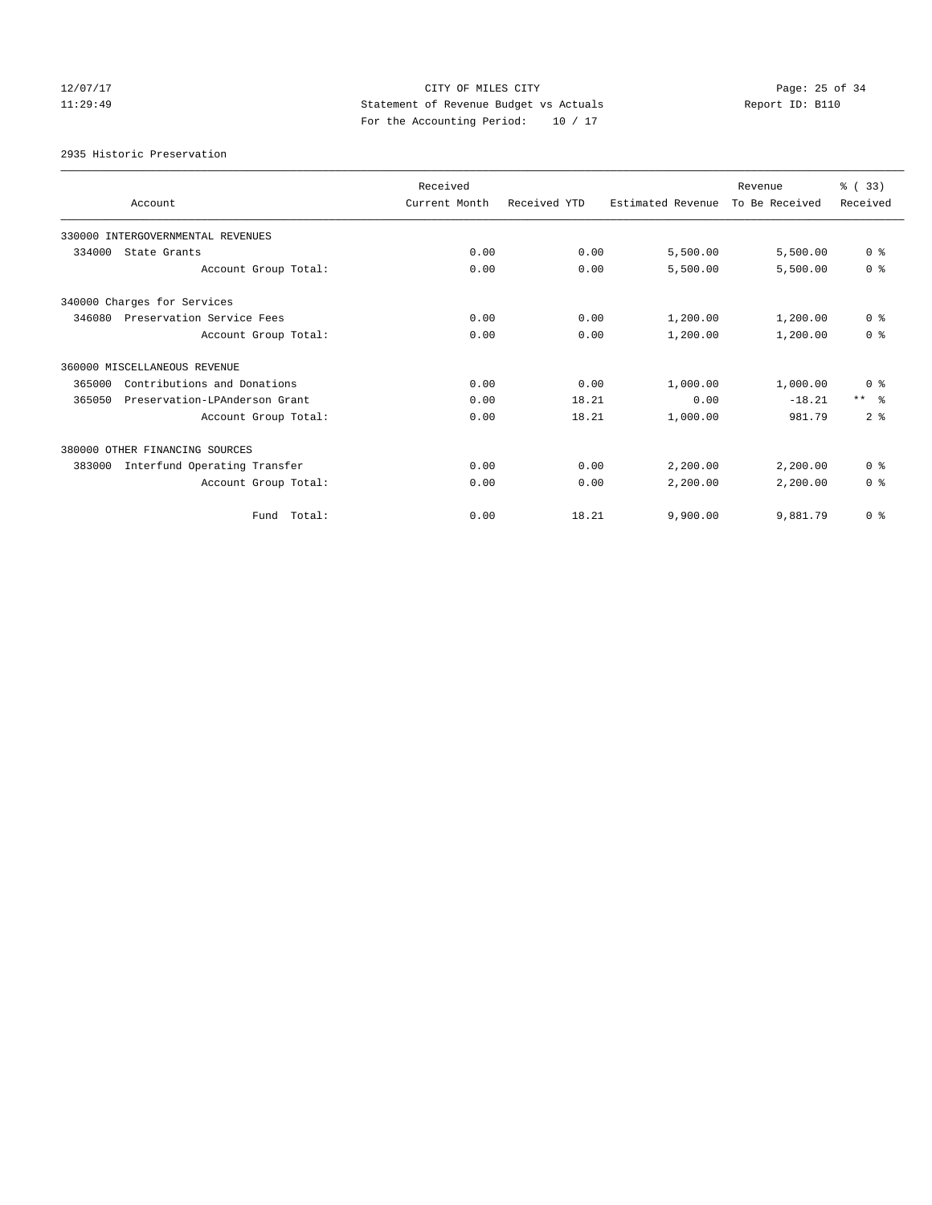12/07/17 CITY OF MILES CITY
11:29:49 Statement of Revenue Budget vs Actuals Report ID: B110
For the Accounting Period: 10 / 17

2935 Historic Preservation

| Account | Received Current Month | Received YTD | Estimated Revenue | Revenue To Be Received | % ( 33) Received |
|---|---|---|---|---|---|
| 330000 INTERGOVERNMENTAL REVENUES | | | | | |
| 334000 State Grants | 0.00 | 0.00 | 5,500.00 | 5,500.00 | 0 % |
| Account Group Total: | 0.00 | 0.00 | 5,500.00 | 5,500.00 | 0 % |
| 340000 Charges for Services | | | | | |
| 346080 Preservation Service Fees | 0.00 | 0.00 | 1,200.00 | 1,200.00 | 0 % |
| Account Group Total: | 0.00 | 0.00 | 1,200.00 | 1,200.00 | 0 % |
| 360000 MISCELLANEOUS REVENUE | | | | | |
| 365000 Contributions and Donations | 0.00 | 0.00 | 1,000.00 | 1,000.00 | 0 % |
| 365050 Preservation-LPAnderson Grant | 0.00 | 18.21 | 0.00 | -18.21 | ** % |
| Account Group Total: | 0.00 | 18.21 | 1,000.00 | 981.79 | 2 % |
| 380000 OTHER FINANCING SOURCES | | | | | |
| 383000 Interfund Operating Transfer | 0.00 | 0.00 | 2,200.00 | 2,200.00 | 0 % |
| Account Group Total: | 0.00 | 0.00 | 2,200.00 | 2,200.00 | 0 % |
| Fund Total: | 0.00 | 18.21 | 9,900.00 | 9,881.79 | 0 % |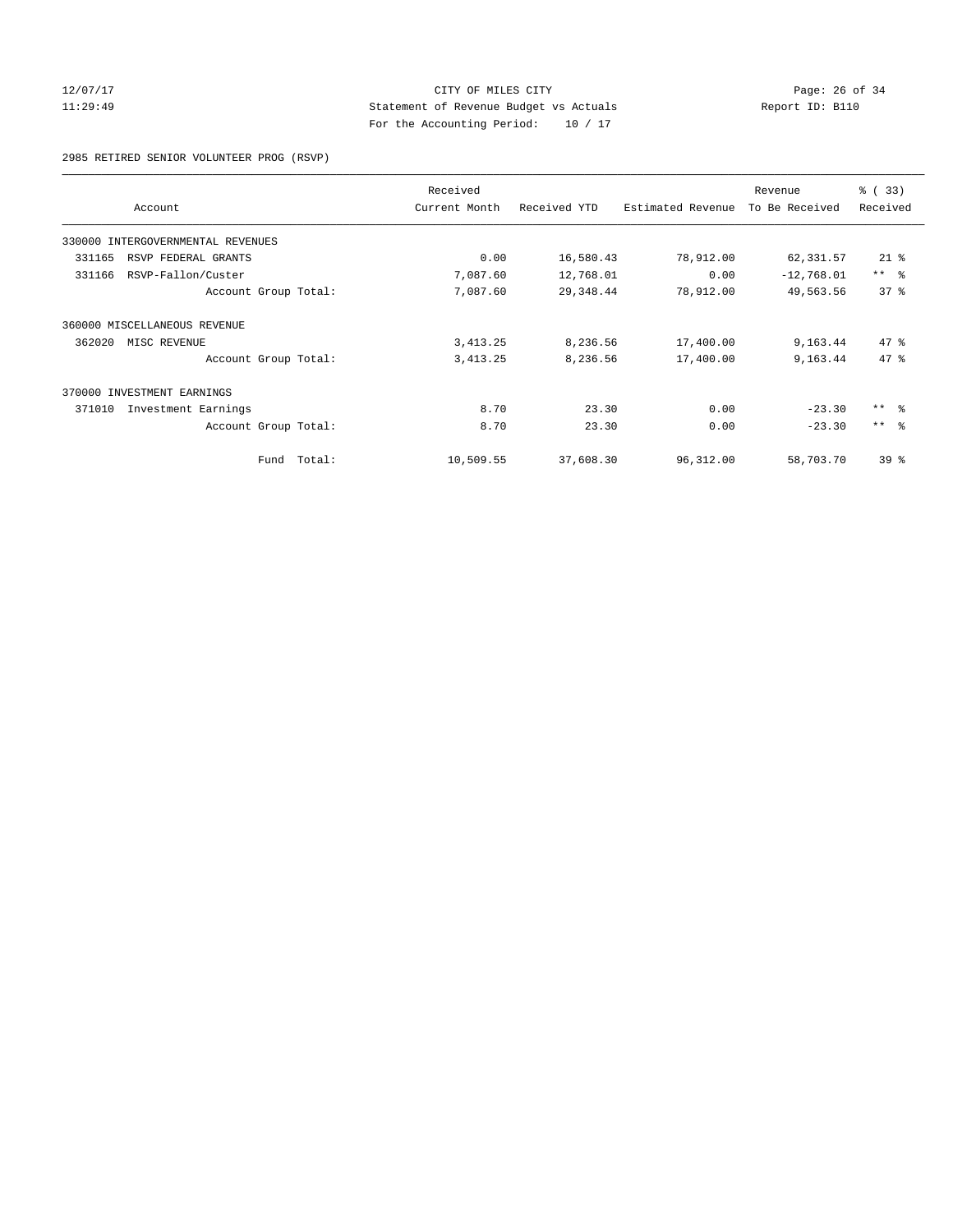CITY OF MILES CITY
Statement of Revenue Budget vs Actuals
For the Accounting Period: 10 / 17

12/07/17
11:29:49

Report ID: B110

2985 RETIRED SENIOR VOLUNTEER PROG (RSVP)

| Account | Received Current Month | Received YTD | Estimated Revenue | Revenue To Be Received | % ( 33) Received |
|---|---|---|---|---|---|
| 330000 INTERGOVERNMENTAL REVENUES | | | | | |
| 331165 RSVP FEDERAL GRANTS | 0.00 | 16,580.43 | 78,912.00 | 62,331.57 | 21 % |
| 331166 RSVP-Fallon/Custer | 7,087.60 | 12,768.01 | 0.00 | -12,768.01 | ** % |
| Account Group Total: | 7,087.60 | 29,348.44 | 78,912.00 | 49,563.56 | 37 % |
| 360000 MISCELLANEOUS REVENUE | | | | | |
| 362020 MISC REVENUE | 3,413.25 | 8,236.56 | 17,400.00 | 9,163.44 | 47 % |
| Account Group Total: | 3,413.25 | 8,236.56 | 17,400.00 | 9,163.44 | 47 % |
| 370000 INVESTMENT EARNINGS | | | | | |
| 371010 Investment Earnings | 8.70 | 23.30 | 0.00 | -23.30 | ** % |
| Account Group Total: | 8.70 | 23.30 | 0.00 | -23.30 | ** % |
| Fund Total: | 10,509.55 | 37,608.30 | 96,312.00 | 58,703.70 | 39 % |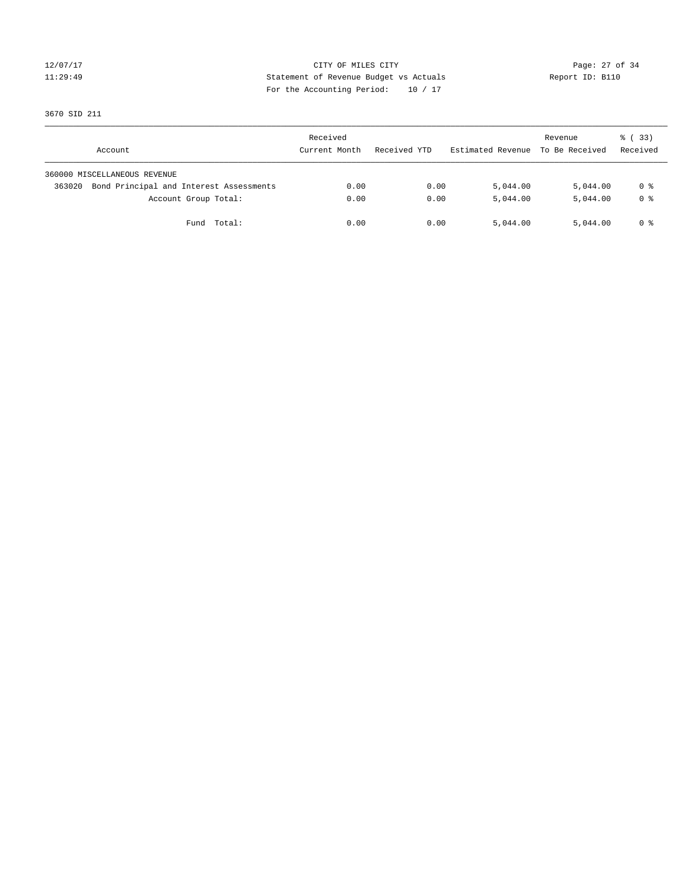CITY OF MILES CITY
Statement of Revenue Budget vs Actuals
For the Accounting Period: 10 / 17

12/07/17
11:29:49

Report ID: B110

3670 SID 211

| Account | Received Current Month | Received YTD | Estimated Revenue | Revenue To Be Received | % ( 33) Received |
|---|---|---|---|---|---|
| 360000 MISCELLANEOUS REVENUE | | | | | |
| 363020 Bond Principal and Interest Assessments | 0.00 | 0.00 | 5,044.00 | 5,044.00 | 0 % |
| Account Group Total: | 0.00 | 0.00 | 5,044.00 | 5,044.00 | 0 % |
| Fund Total: | 0.00 | 0.00 | 5,044.00 | 5,044.00 | 0 % |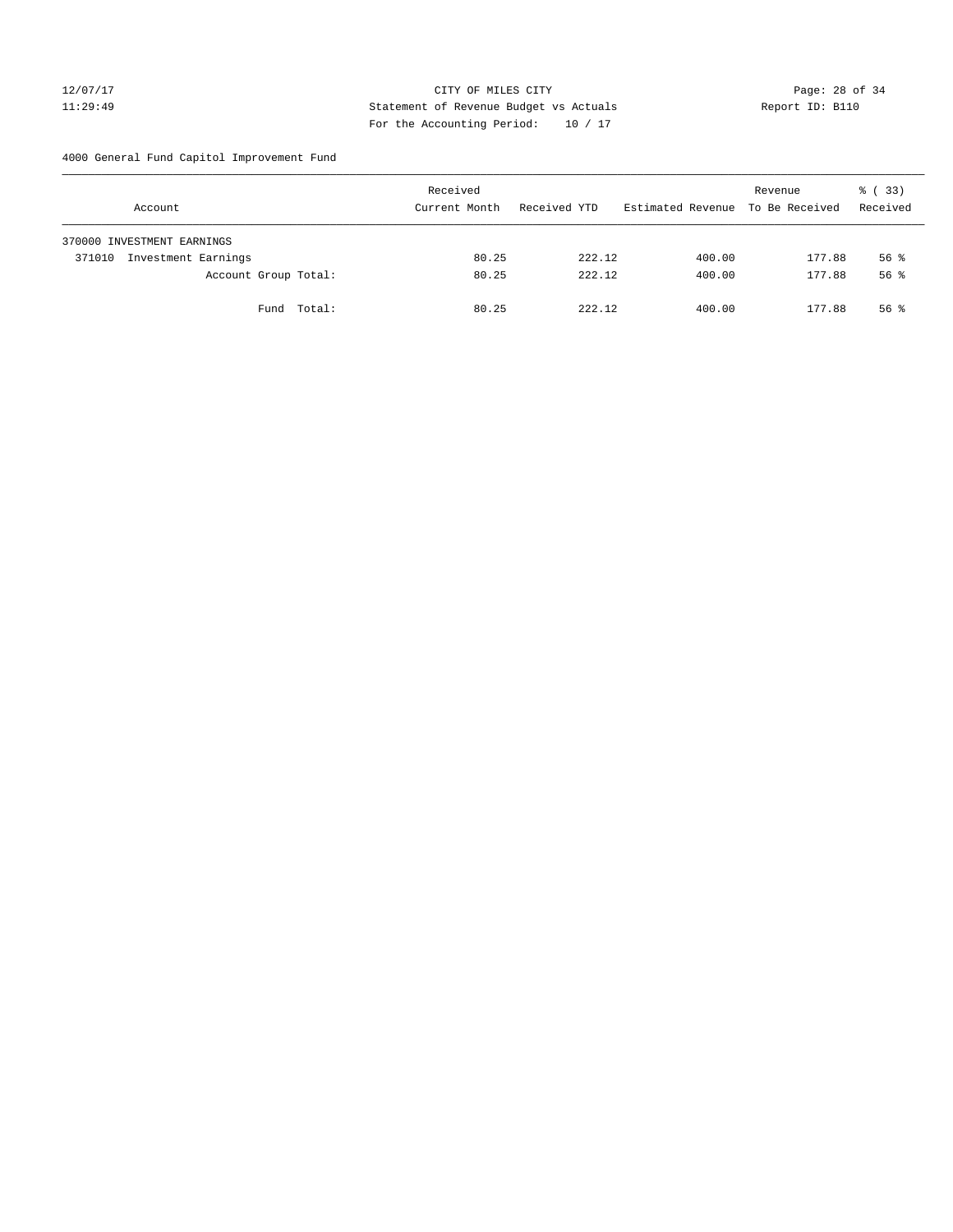CITY OF MILES CITY
Statement of Revenue Budget vs Actuals
For the Accounting Period: 10 / 17

12/07/17
11:29:49

Report ID: B110

4000 General Fund Capitol Improvement Fund

| Account | Received Current Month | Received YTD | Estimated Revenue | Revenue To Be Received | % ( 33) Received |
|---|---|---|---|---|---|
| 370000 INVESTMENT EARNINGS | | | | | |
| 371010 Investment Earnings | 80.25 | 222.12 | 400.00 | 177.88 | 56 % |
| Account Group Total: | 80.25 | 222.12 | 400.00 | 177.88 | 56 % |
| Fund Total: | 80.25 | 222.12 | 400.00 | 177.88 | 56 % |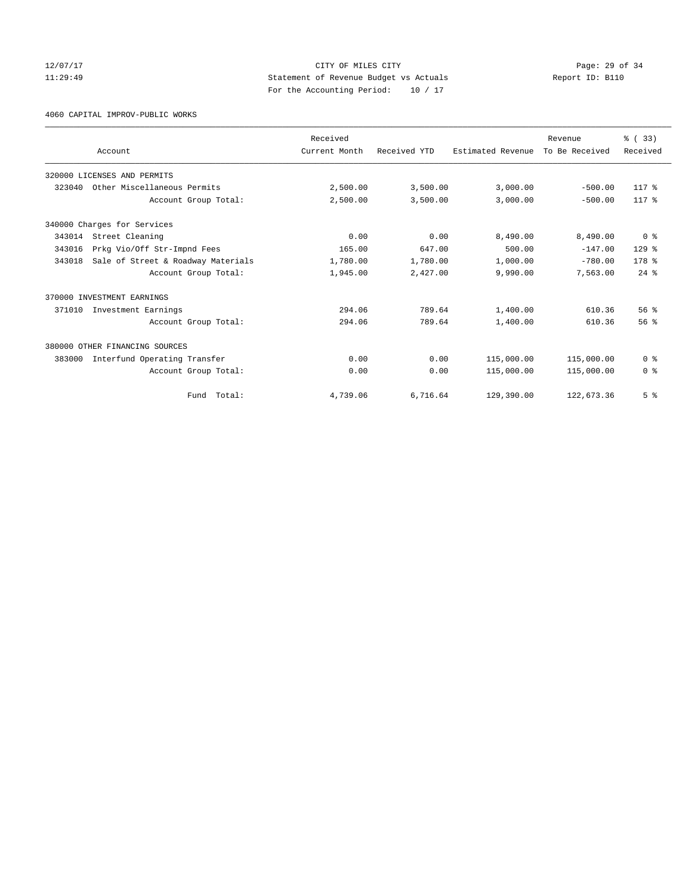CITY OF MILES CITY
Statement of Revenue Budget vs Actuals
For the Accounting Period: 10 / 17

4060 CAPITAL IMPROV-PUBLIC WORKS

| Account | Received Current Month | Received YTD | Estimated Revenue | Revenue To Be Received | % ( 33) Received |
|---|---|---|---|---|---|
| 320000 LICENSES AND PERMITS | | | | | |
| 323040 Other Miscellaneous Permits | 2,500.00 | 3,500.00 | 3,000.00 | -500.00 | 117 % |
| Account Group Total: | 2,500.00 | 3,500.00 | 3,000.00 | -500.00 | 117 % |
| 340000 Charges for Services | | | | | |
| 343014 Street Cleaning | 0.00 | 0.00 | 8,490.00 | 8,490.00 | 0 % |
| 343016 Prkg Vio/Off Str-Impnd Fees | 165.00 | 647.00 | 500.00 | -147.00 | 129 % |
| 343018 Sale of Street & Roadway Materials | 1,780.00 | 1,780.00 | 1,000.00 | -780.00 | 178 % |
| Account Group Total: | 1,945.00 | 2,427.00 | 9,990.00 | 7,563.00 | 24 % |
| 370000 INVESTMENT EARNINGS | | | | | |
| 371010 Investment Earnings | 294.06 | 789.64 | 1,400.00 | 610.36 | 56 % |
| Account Group Total: | 294.06 | 789.64 | 1,400.00 | 610.36 | 56 % |
| 380000 OTHER FINANCING SOURCES | | | | | |
| 383000 Interfund Operating Transfer | 0.00 | 0.00 | 115,000.00 | 115,000.00 | 0 % |
| Account Group Total: | 0.00 | 0.00 | 115,000.00 | 115,000.00 | 0 % |
| Fund Total: | 4,739.06 | 6,716.64 | 129,390.00 | 122,673.36 | 5 % |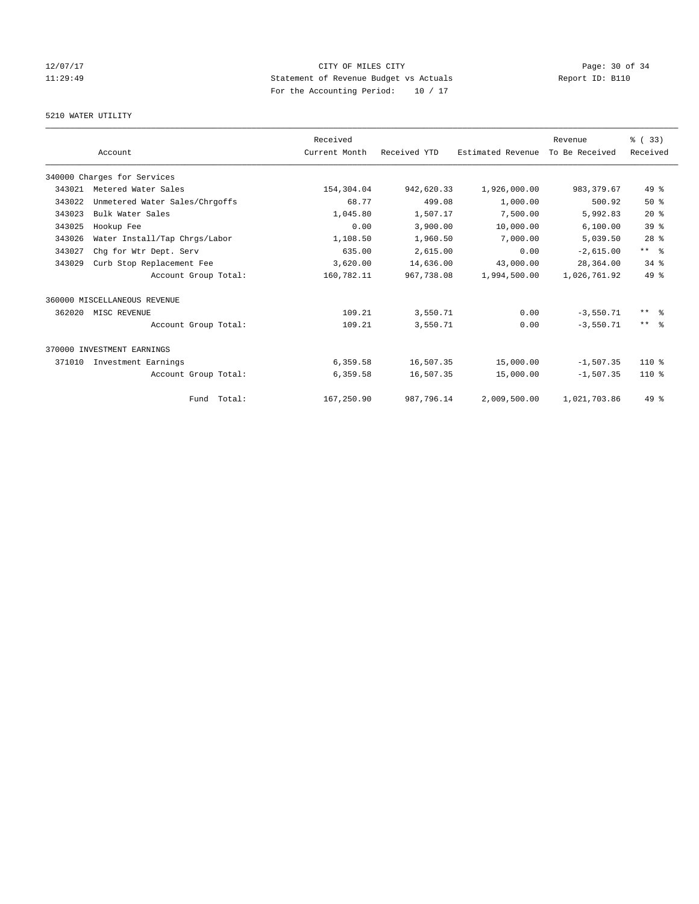CITY OF MILES CITY
Statement of Revenue Budget vs Actuals
For the Accounting Period: 10 / 17

12/07/17
11:29:49

Report ID: B110

5210 WATER UTILITY

| Account | | Received Current Month | Received YTD | Estimated Revenue | Revenue To Be Received | % ( 33) Received |
|---|---|---|---|---|---|---|
| 340000 Charges for Services | | | | | | |
| 343021 | Metered Water Sales | 154,304.04 | 942,620.33 | 1,926,000.00 | 983,379.67 | 49 % |
| 343022 | Unmetered Water Sales/Chrgoffs | 68.77 | 499.08 | 1,000.00 | 500.92 | 50 % |
| 343023 | Bulk Water Sales | 1,045.80 | 1,507.17 | 7,500.00 | 5,992.83 | 20 % |
| 343025 | Hookup Fee | 0.00 | 3,900.00 | 10,000.00 | 6,100.00 | 39 % |
| 343026 | Water Install/Tap Chrgs/Labor | 1,108.50 | 1,960.50 | 7,000.00 | 5,039.50 | 28 % |
| 343027 | Chg for Wtr Dept. Serv | 635.00 | 2,615.00 | 0.00 | -2,615.00 | ** % |
| 343029 | Curb Stop Replacement Fee | 3,620.00 | 14,636.00 | 43,000.00 | 28,364.00 | 34 % |
| | Account Group Total: | 160,782.11 | 967,738.08 | 1,994,500.00 | 1,026,761.92 | 49 % |
| 360000 MISCELLANEOUS REVENUE | | | | | | |
| 362020 | MISC REVENUE | 109.21 | 3,550.71 | 0.00 | -3,550.71 | ** % |
| | Account Group Total: | 109.21 | 3,550.71 | 0.00 | -3,550.71 | ** % |
| 370000 INVESTMENT EARNINGS | | | | | | |
| 371010 | Investment Earnings | 6,359.58 | 16,507.35 | 15,000.00 | -1,507.35 | 110 % |
| | Account Group Total: | 6,359.58 | 16,507.35 | 15,000.00 | -1,507.35 | 110 % |
| | Fund Total: | 167,250.90 | 987,796.14 | 2,009,500.00 | 1,021,703.86 | 49 % |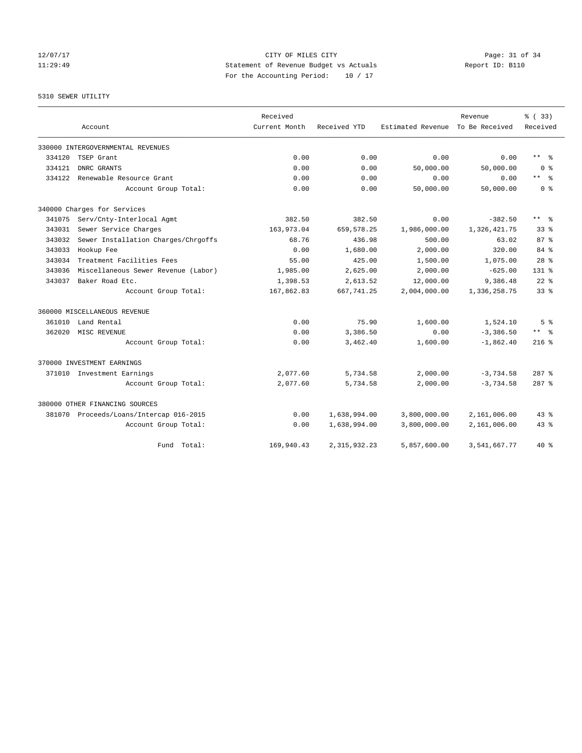# CITY OF MILES CITY

## Statement of Revenue Budget vs Actuals

For the Accounting Period: 10 / 17

12/07/17 11:29:49 — Report ID: B110

### 5310 SEWER UTILITY

| Account | | Received Current Month | Received YTD | Estimated Revenue | Revenue To Be Received | % ( 33) Received |
|---|---|---|---|---|---|---|
| **330000 INTERGOVERNMENTAL REVENUES** | | | | | | |
| 334120 | TSEP Grant | 0.00 | 0.00 | 0.00 | 0.00 | ** % |
| 334121 | DNRC GRANTS | 0.00 | 0.00 | 50,000.00 | 50,000.00 | 0 % |
| 334122 | Renewable Resource Grant | 0.00 | 0.00 | 0.00 | 0.00 | ** % |
| | Account Group Total: | 0.00 | 0.00 | 50,000.00 | 50,000.00 | 0 % |
| **340000 Charges for Services** | | | | | | |
| 341075 | Serv/Cnty-Interlocal Agmt | 382.50 | 382.50 | 0.00 | -382.50 | ** % |
| 343031 | Sewer Service Charges | 163,973.04 | 659,578.25 | 1,986,000.00 | 1,326,421.75 | 33 % |
| 343032 | Sewer Installation Charges/Chrgoffs | 68.76 | 436.98 | 500.00 | 63.02 | 87 % |
| 343033 | Hookup Fee | 0.00 | 1,680.00 | 2,000.00 | 320.00 | 84 % |
| 343034 | Treatment Facilities Fees | 55.00 | 425.00 | 1,500.00 | 1,075.00 | 28 % |
| 343036 | Miscellaneous Sewer Revenue (Labor) | 1,985.00 | 2,625.00 | 2,000.00 | -625.00 | 131 % |
| 343037 | Baker Road Etc. | 1,398.53 | 2,613.52 | 12,000.00 | 9,386.48 | 22 % |
| | Account Group Total: | 167,862.83 | 667,741.25 | 2,004,000.00 | 1,336,258.75 | 33 % |
| **360000 MISCELLANEOUS REVENUE** | | | | | | |
| 361010 | Land Rental | 0.00 | 75.90 | 1,600.00 | 1,524.10 | 5 % |
| 362020 | MISC REVENUE | 0.00 | 3,386.50 | 0.00 | -3,386.50 | ** % |
| | Account Group Total: | 0.00 | 3,462.40 | 1,600.00 | -1,862.40 | 216 % |
| **370000 INVESTMENT EARNINGS** | | | | | | |
| 371010 | Investment Earnings | 2,077.60 | 5,734.58 | 2,000.00 | -3,734.58 | 287 % |
| | Account Group Total: | 2,077.60 | 5,734.58 | 2,000.00 | -3,734.58 | 287 % |
| **380000 OTHER FINANCING SOURCES** | | | | | | |
| 381070 | Proceeds/Loans/Intercap 016-2015 | 0.00 | 1,638,994.00 | 3,800,000.00 | 2,161,006.00 | 43 % |
| | Account Group Total: | 0.00 | 1,638,994.00 | 3,800,000.00 | 2,161,006.00 | 43 % |
| | Fund Total: | 169,940.43 | 2,315,932.23 | 5,857,600.00 | 3,541,667.77 | 40 % |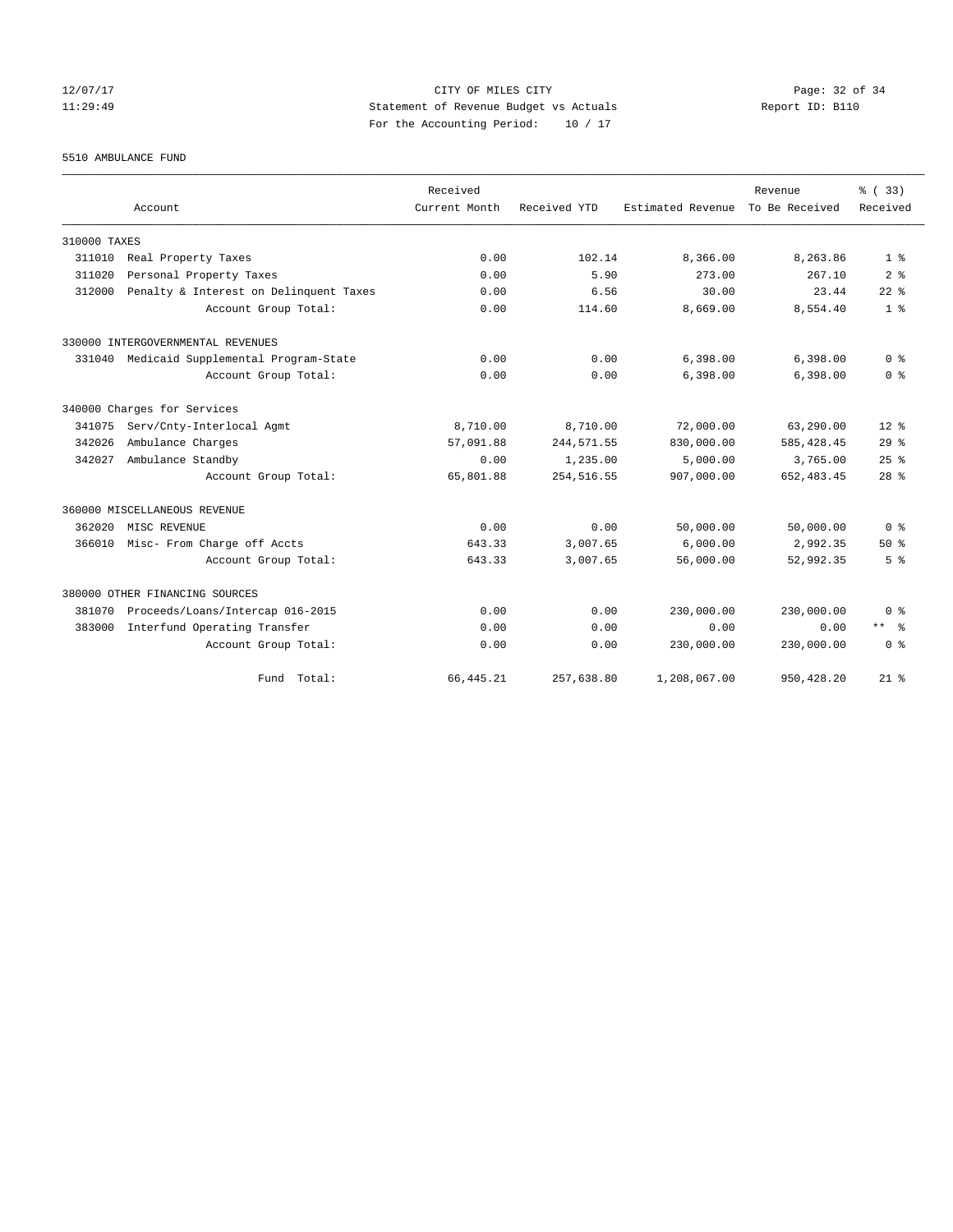12/07/17 CITY OF MILES CITY
11:29:49 Statement of Revenue Budget vs Actuals Report ID: B110
For the Accounting Period: 10 / 17

5510 AMBULANCE FUND

| Account | Received Current Month | Received YTD | Estimated Revenue | Revenue To Be Received | % ( 33) Received |
|---|---|---|---|---|---|
| 310000 TAXES | | | | | |
| 311010 Real Property Taxes | 0.00 | 102.14 | 8,366.00 | 8,263.86 | 1 % |
| 311020 Personal Property Taxes | 0.00 | 5.90 | 273.00 | 267.10 | 2 % |
| 312000 Penalty & Interest on Delinquent Taxes | 0.00 | 6.56 | 30.00 | 23.44 | 22 % |
| Account Group Total: | 0.00 | 114.60 | 8,669.00 | 8,554.40 | 1 % |
| 330000 INTERGOVERNMENTAL REVENUES | | | | | |
| 331040 Medicaid Supplemental Program-State | 0.00 | 0.00 | 6,398.00 | 6,398.00 | 0 % |
| Account Group Total: | 0.00 | 0.00 | 6,398.00 | 6,398.00 | 0 % |
| 340000 Charges for Services | | | | | |
| 341075 Serv/Cnty-Interlocal Agmt | 8,710.00 | 8,710.00 | 72,000.00 | 63,290.00 | 12 % |
| 342026 Ambulance Charges | 57,091.88 | 244,571.55 | 830,000.00 | 585,428.45 | 29 % |
| 342027 Ambulance Standby | 0.00 | 1,235.00 | 5,000.00 | 3,765.00 | 25 % |
| Account Group Total: | 65,801.88 | 254,516.55 | 907,000.00 | 652,483.45 | 28 % |
| 360000 MISCELLANEOUS REVENUE | | | | | |
| 362020 MISC REVENUE | 0.00 | 0.00 | 50,000.00 | 50,000.00 | 0 % |
| 366010 Misc- From Charge off Accts | 643.33 | 3,007.65 | 6,000.00 | 2,992.35 | 50 % |
| Account Group Total: | 643.33 | 3,007.65 | 56,000.00 | 52,992.35 | 5 % |
| 380000 OTHER FINANCING SOURCES | | | | | |
| 381070 Proceeds/Loans/Intercap 016-2015 | 0.00 | 0.00 | 230,000.00 | 230,000.00 | 0 % |
| 383000 Interfund Operating Transfer | 0.00 | 0.00 | 0.00 | 0.00 | ** % |
| Account Group Total: | 0.00 | 0.00 | 230,000.00 | 230,000.00 | 0 % |
| Fund Total: | 66,445.21 | 257,638.80 | 1,208,067.00 | 950,428.20 | 21 % |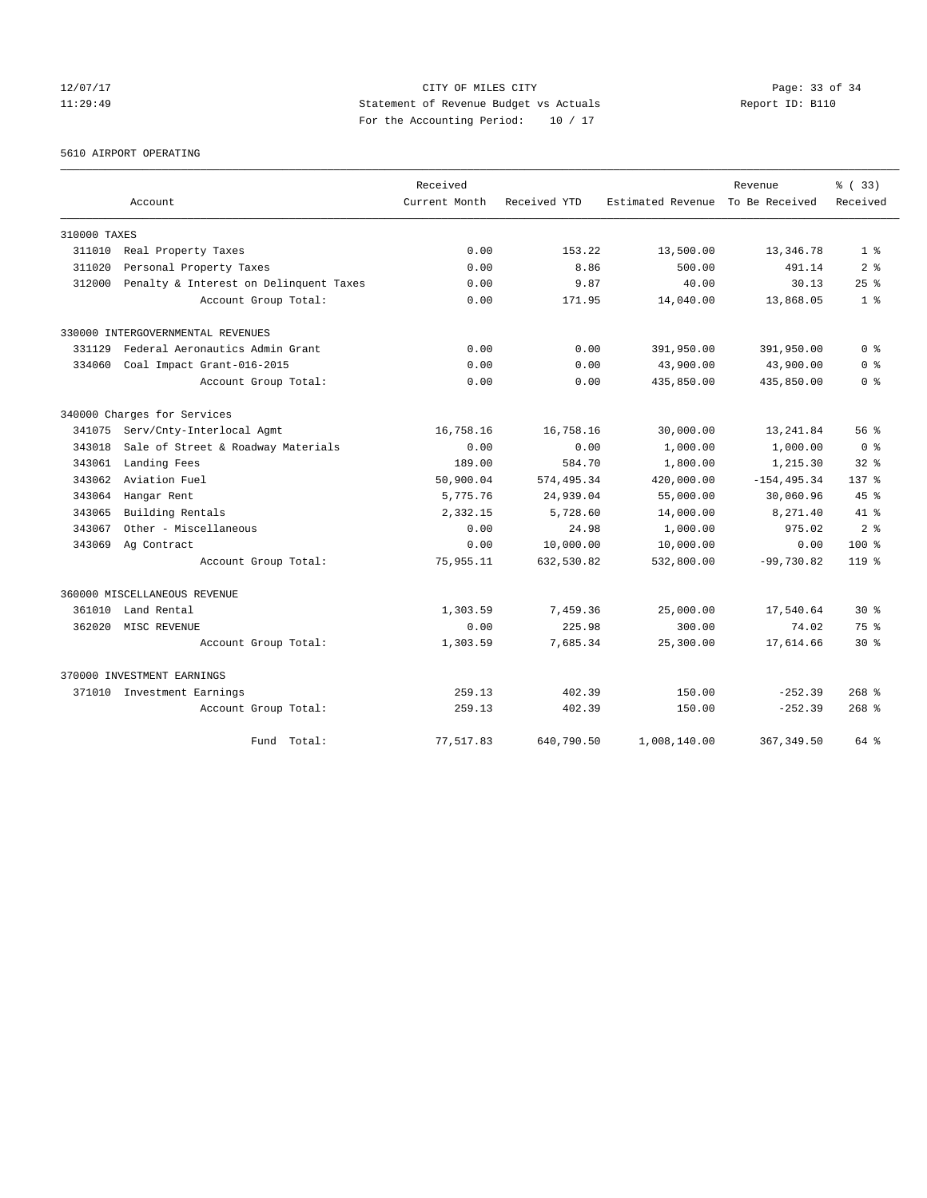CITY OF MILES CITY
Statement of Revenue Budget vs Actuals
For the Accounting Period: 10 / 17

12/07/17
11:29:49

Report ID: B110

5610 AIRPORT OPERATING

| Account | | Received Current Month | Received YTD | Estimated Revenue | Revenue To Be Received | % ( 33) Received |
|---|---|---|---|---|---|---|
| 310000 TAXES | | | | | | |
| 311010 | Real Property Taxes | 0.00 | 153.22 | 13,500.00 | 13,346.78 | 1 % |
| 311020 | Personal Property Taxes | 0.00 | 8.86 | 500.00 | 491.14 | 2 % |
| 312000 | Penalty & Interest on Delinquent Taxes | 0.00 | 9.87 | 40.00 | 30.13 | 25 % |
| | Account Group Total: | 0.00 | 171.95 | 14,040.00 | 13,868.05 | 1 % |
| 330000 INTERGOVERNMENTAL REVENUES | | | | | | |
| 331129 | Federal Aeronautics Admin Grant | 0.00 | 0.00 | 391,950.00 | 391,950.00 | 0 % |
| 334060 | Coal Impact Grant-016-2015 | 0.00 | 0.00 | 43,900.00 | 43,900.00 | 0 % |
| | Account Group Total: | 0.00 | 0.00 | 435,850.00 | 435,850.00 | 0 % |
| 340000 Charges for Services | | | | | | |
| 341075 | Serv/Cnty-Interlocal Agmt | 16,758.16 | 16,758.16 | 30,000.00 | 13,241.84 | 56 % |
| 343018 | Sale of Street & Roadway Materials | 0.00 | 0.00 | 1,000.00 | 1,000.00 | 0 % |
| 343061 | Landing Fees | 189.00 | 584.70 | 1,800.00 | 1,215.30 | 32 % |
| 343062 | Aviation Fuel | 50,900.04 | 574,495.34 | 420,000.00 | -154,495.34 | 137 % |
| 343064 | Hangar Rent | 5,775.76 | 24,939.04 | 55,000.00 | 30,060.96 | 45 % |
| 343065 | Building Rentals | 2,332.15 | 5,728.60 | 14,000.00 | 8,271.40 | 41 % |
| 343067 | Other - Miscellaneous | 0.00 | 24.98 | 1,000.00 | 975.02 | 2 % |
| 343069 | Ag Contract | 0.00 | 10,000.00 | 10,000.00 | 0.00 | 100 % |
| | Account Group Total: | 75,955.11 | 632,530.82 | 532,800.00 | -99,730.82 | 119 % |
| 360000 MISCELLANEOUS REVENUE | | | | | | |
| 361010 | Land Rental | 1,303.59 | 7,459.36 | 25,000.00 | 17,540.64 | 30 % |
| 362020 | MISC REVENUE | 0.00 | 225.98 | 300.00 | 74.02 | 75 % |
| | Account Group Total: | 1,303.59 | 7,685.34 | 25,300.00 | 17,614.66 | 30 % |
| 370000 INVESTMENT EARNINGS | | | | | | |
| 371010 | Investment Earnings | 259.13 | 402.39 | 150.00 | -252.39 | 268 % |
| | Account Group Total: | 259.13 | 402.39 | 150.00 | -252.39 | 268 % |
| | Fund Total: | 77,517.83 | 640,790.50 | 1,008,140.00 | 367,349.50 | 64 % |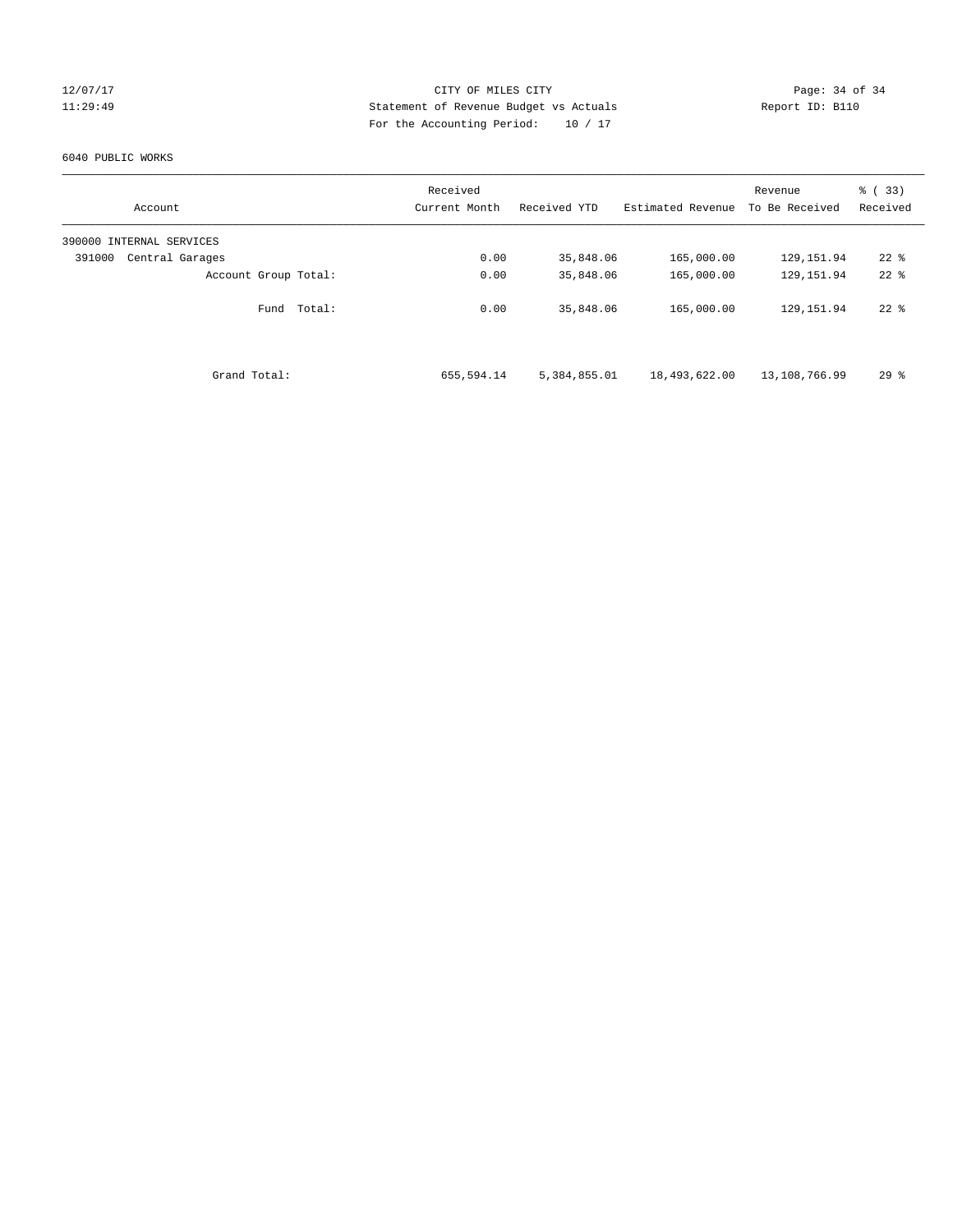CITY OF MILES CITY
Statement of Revenue Budget vs Actuals
For the Accounting Period: 10 / 17

12/07/17
11:29:49

Report ID: B110

6040 PUBLIC WORKS

| Account | Received Current Month | Received YTD | Estimated Revenue | Revenue To Be Received | % ( 33) Received |
|---|---|---|---|---|---|
| 390000 INTERNAL SERVICES | | | | | |
| 391000 Central Garages | 0.00 | 35,848.06 | 165,000.00 | 129,151.94 | 22 % |
| Account Group Total: | 0.00 | 35,848.06 | 165,000.00 | 129,151.94 | 22 % |
| Fund Total: | 0.00 | 35,848.06 | 165,000.00 | 129,151.94 | 22 % |
| Grand Total: | 655,594.14 | 5,384,855.01 | 18,493,622.00 | 13,108,766.99 | 29 % |